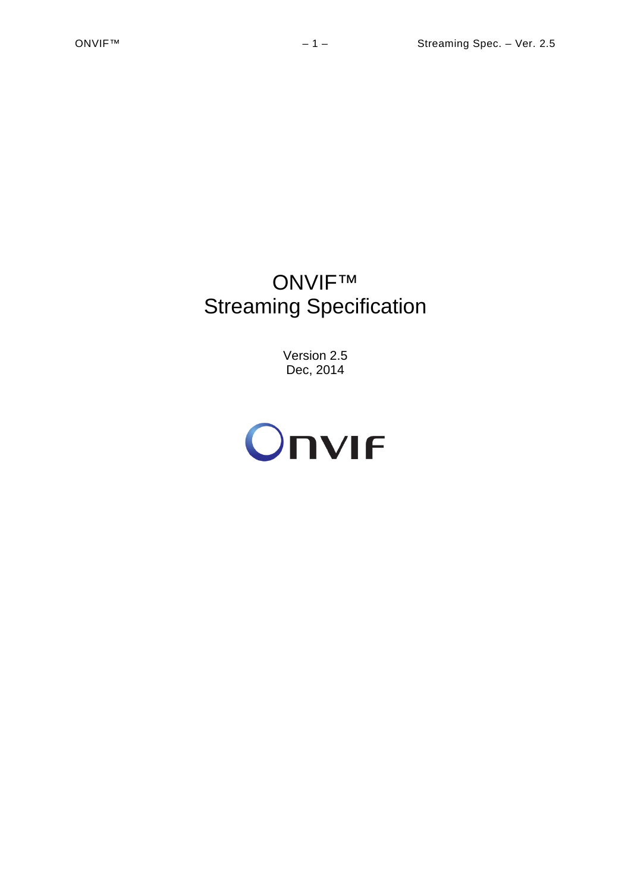# ONVIF™
# Streaming Specification

Version 2.5

Dec, 2014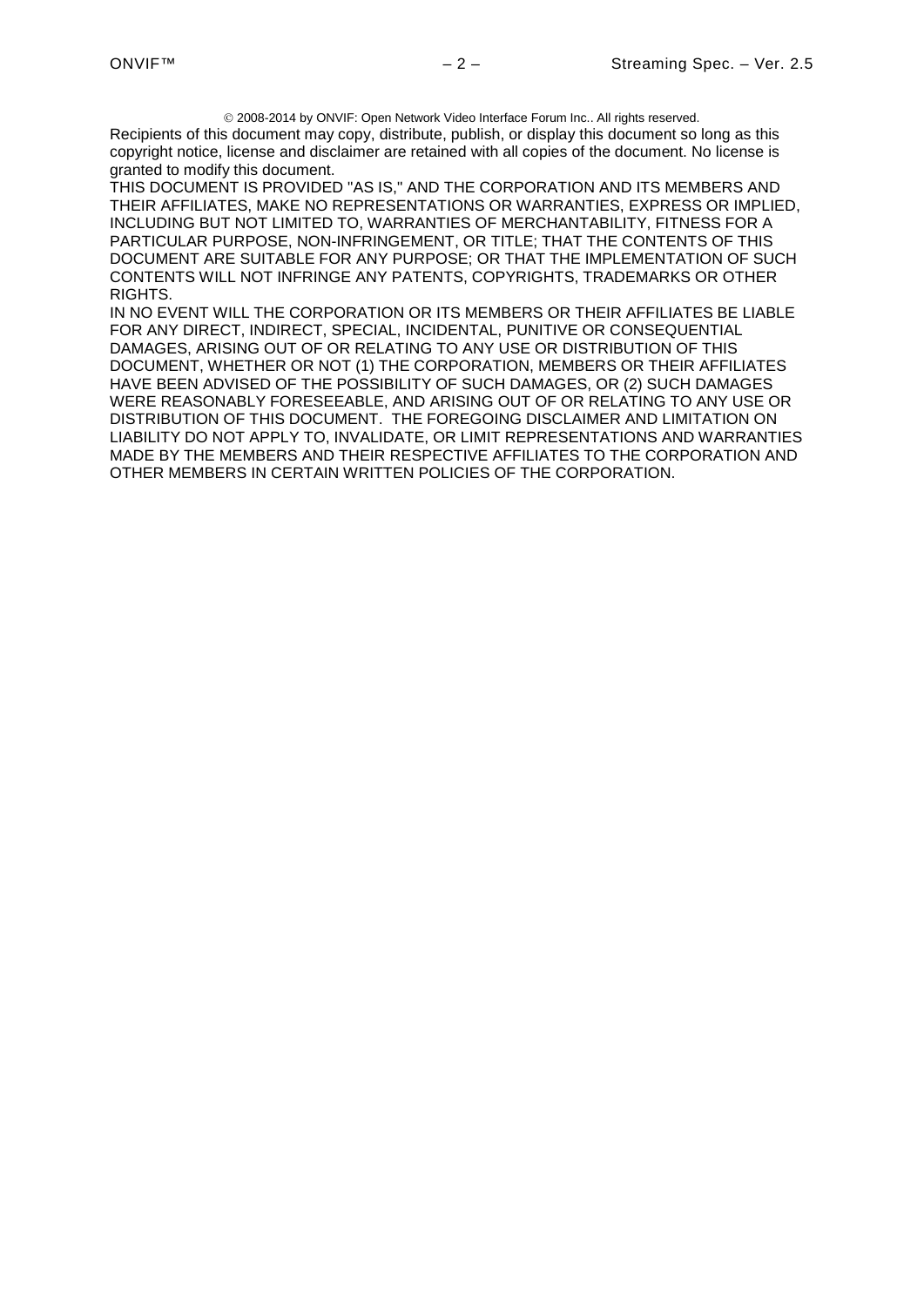© 2008-2014 by ONVIF: Open Network Video Interface Forum Inc.. All rights reserved.

Recipients of this document may copy, distribute, publish, or display this document so long as this copyright notice, license and disclaimer are retained with all copies of the document. No license is granted to modify this document.

THIS DOCUMENT IS PROVIDED "AS IS," AND THE CORPORATION AND ITS MEMBERS AND THEIR AFFILIATES, MAKE NO REPRESENTATIONS OR WARRANTIES, EXPRESS OR IMPLIED, INCLUDING BUT NOT LIMITED TO, WARRANTIES OF MERCHANTABILITY, FITNESS FOR A PARTICULAR PURPOSE, NON-INFRINGEMENT, OR TITLE; THAT THE CONTENTS OF THIS DOCUMENT ARE SUITABLE FOR ANY PURPOSE; OR THAT THE IMPLEMENTATION OF SUCH CONTENTS WILL NOT INFRINGE ANY PATENTS, COPYRIGHTS, TRADEMARKS OR OTHER RIGHTS.

IN NO EVENT WILL THE CORPORATION OR ITS MEMBERS OR THEIR AFFILIATES BE LIABLE FOR ANY DIRECT, INDIRECT, SPECIAL, INCIDENTAL, PUNITIVE OR CONSEQUENTIAL DAMAGES, ARISING OUT OF OR RELATING TO ANY USE OR DISTRIBUTION OF THIS DOCUMENT, WHETHER OR NOT (1) THE CORPORATION, MEMBERS OR THEIR AFFILIATES HAVE BEEN ADVISED OF THE POSSIBILITY OF SUCH DAMAGES, OR (2) SUCH DAMAGES WERE REASONABLY FORESEEABLE, AND ARISING OUT OF OR RELATING TO ANY USE OR DISTRIBUTION OF THIS DOCUMENT. THE FOREGOING DISCLAIMER AND LIMITATION ON LIABILITY DO NOT APPLY TO, INVALIDATE, OR LIMIT REPRESENTATIONS AND WARRANTIES MADE BY THE MEMBERS AND THEIR RESPECTIVE AFFILIATES TO THE CORPORATION AND OTHER MEMBERS IN CERTAIN WRITTEN POLICIES OF THE CORPORATION.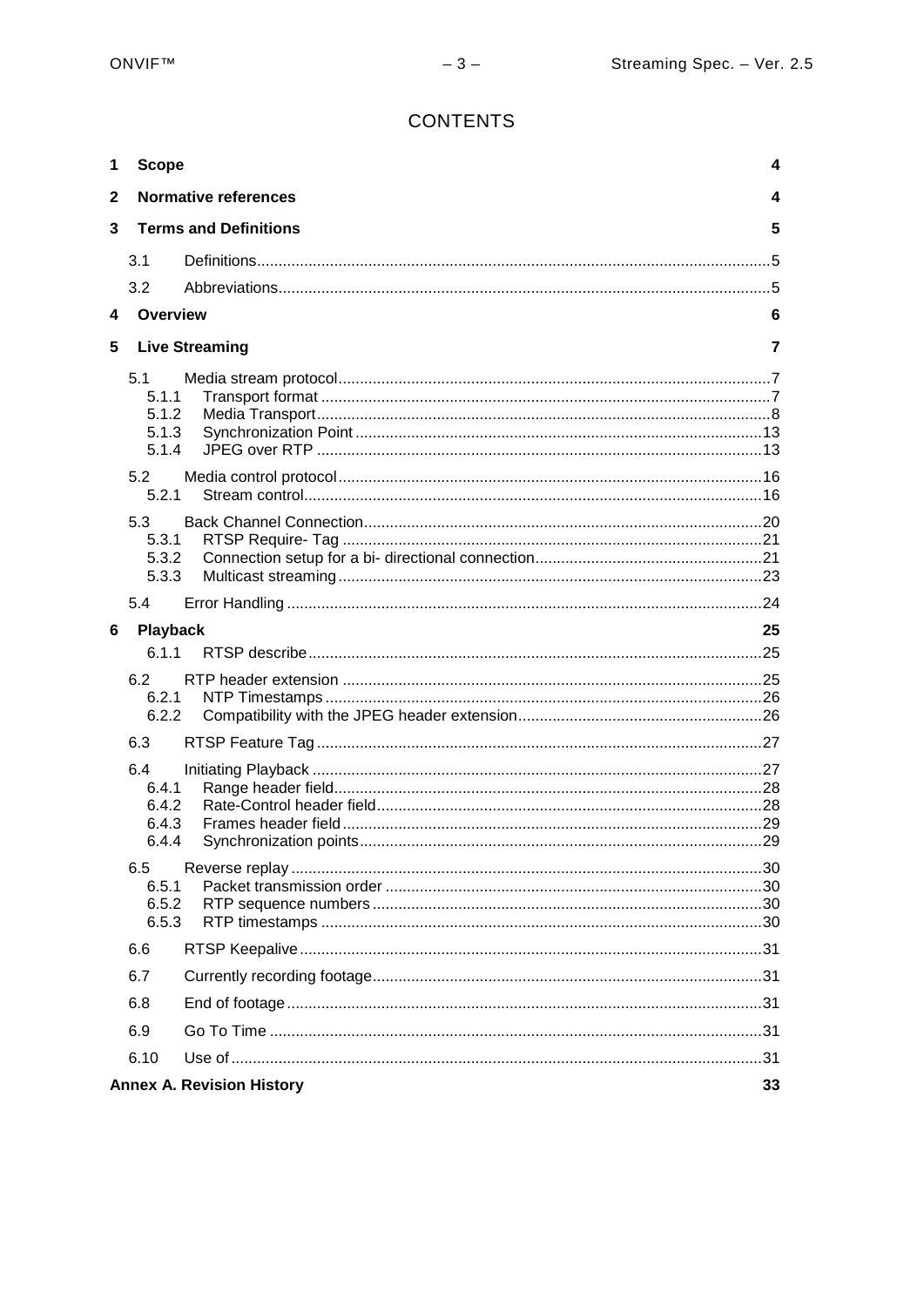# CONTENTS

| | | |
|---|---|---|
| **1** | **Scope** | **4** |
| **2** | **Normative references** | **4** |
| **3** | **Terms and Definitions** | **5** |
| 3.1 | Definitions | 5 |
| 3.2 | Abbreviations | 5 |
| **4** | **Overview** | **6** |
| **5** | **Live Streaming** | **7** |
| 5.1 | Media stream protocol | 7 |
| 5.1.1 | Transport format | 7 |
| 5.1.2 | Media Transport | 8 |
| 5.1.3 | Synchronization Point | 13 |
| 5.1.4 | JPEG over RTP | 13 |
| 5.2 | Media control protocol | 16 |
| 5.2.1 | Stream control | 16 |
| 5.3 | Back Channel Connection | 20 |
| 5.3.1 | RTSP Require- Tag | 21 |
| 5.3.2 | Connection setup for a bi- directional connection | 21 |
| 5.3.3 | Multicast streaming | 23 |
| 5.4 | Error Handling | 24 |
| **6** | **Playback** | **25** |
| 6.1.1 | RTSP describe | 25 |
| 6.2 | RTP header extension | 25 |
| 6.2.1 | NTP Timestamps | 26 |
| 6.2.2 | Compatibility with the JPEG header extension | 26 |
| 6.3 | RTSP Feature Tag | 27 |
| 6.4 | Initiating Playback | 27 |
| 6.4.1 | Range header field | 28 |
| 6.4.2 | Rate-Control header field | 28 |
| 6.4.3 | Frames header field | 29 |
| 6.4.4 | Synchronization points | 29 |
| 6.5 | Reverse replay | 30 |
| 6.5.1 | Packet transmission order | 30 |
| 6.5.2 | RTP sequence numbers | 30 |
| 6.5.3 | RTP timestamps | 30 |
| 6.6 | RTSP Keepalive | 31 |
| 6.7 | Currently recording footage | 31 |
| 6.8 | End of footage | 31 |
| 6.9 | Go To Time | 31 |
| 6.10 | Use of | 31 |
| **Annex A.** | **Revision History** | **33** |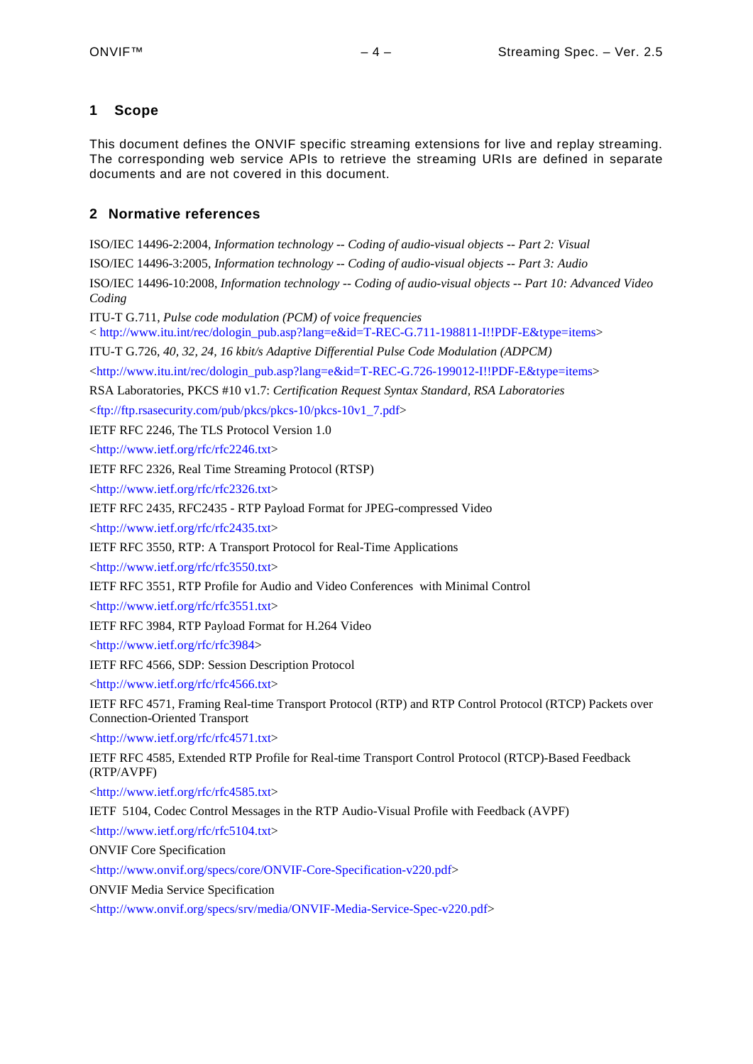# 1 Scope

This document defines the ONVIF specific streaming extensions for live and replay streaming. The corresponding web service APIs to retrieve the streaming URIs are defined in separate documents and are not covered in this document.

# 2 Normative references

ISO/IEC 14496-2:2004, *Information technology -- Coding of audio-visual objects -- Part 2: Visual*

ISO/IEC 14496-3:2005, *Information technology -- Coding of audio-visual objects -- Part 3: Audio*

ISO/IEC 14496-10:2008, *Information technology -- Coding of audio-visual objects -- Part 10: Advanced Video Coding*

ITU-T G.711, *Pulse code modulation (PCM) of voice frequencies*
< http://www.itu.int/rec/dologin_pub.asp?lang=e&id=T-REC-G.711-198811-I!!PDF-E&type=items>

ITU-T G.726, *40, 32, 24, 16 kbit/s Adaptive Differential Pulse Code Modulation (ADPCM)*

<http://www.itu.int/rec/dologin_pub.asp?lang=e&id=T-REC-G.726-199012-I!!PDF-E&type=items>

RSA Laboratories, PKCS #10 v1.7: *Certification Request Syntax Standard, RSA Laboratories*

<ftp://ftp.rsasecurity.com/pub/pkcs/pkcs-10/pkcs-10v1_7.pdf>

IETF RFC 2246, The TLS Protocol Version 1.0

<http://www.ietf.org/rfc/rfc2246.txt>

IETF RFC 2326, Real Time Streaming Protocol (RTSP)

<http://www.ietf.org/rfc/rfc2326.txt>

IETF RFC 2435, RFC2435 - RTP Payload Format for JPEG-compressed Video

<http://www.ietf.org/rfc/rfc2435.txt>

IETF RFC 3550, RTP: A Transport Protocol for Real-Time Applications

<http://www.ietf.org/rfc/rfc3550.txt>

IETF RFC 3551, RTP Profile for Audio and Video Conferences with Minimal Control

<http://www.ietf.org/rfc/rfc3551.txt>

IETF RFC 3984, RTP Payload Format for H.264 Video

<http://www.ietf.org/rfc/rfc3984>

IETF RFC 4566, SDP: Session Description Protocol

<http://www.ietf.org/rfc/rfc4566.txt>

IETF RFC 4571, Framing Real-time Transport Protocol (RTP) and RTP Control Protocol (RTCP) Packets over Connection-Oriented Transport

<http://www.ietf.org/rfc/rfc4571.txt>

IETF RFC 4585, Extended RTP Profile for Real-time Transport Control Protocol (RTCP)-Based Feedback (RTP/AVPF)

<http://www.ietf.org/rfc/rfc4585.txt>

IETF 5104, Codec Control Messages in the RTP Audio-Visual Profile with Feedback (AVPF)

<http://www.ietf.org/rfc/rfc5104.txt>

ONVIF Core Specification

<http://www.onvif.org/specs/core/ONVIF-Core-Specification-v220.pdf>

ONVIF Media Service Specification

<http://www.onvif.org/specs/srv/media/ONVIF-Media-Service-Spec-v220.pdf>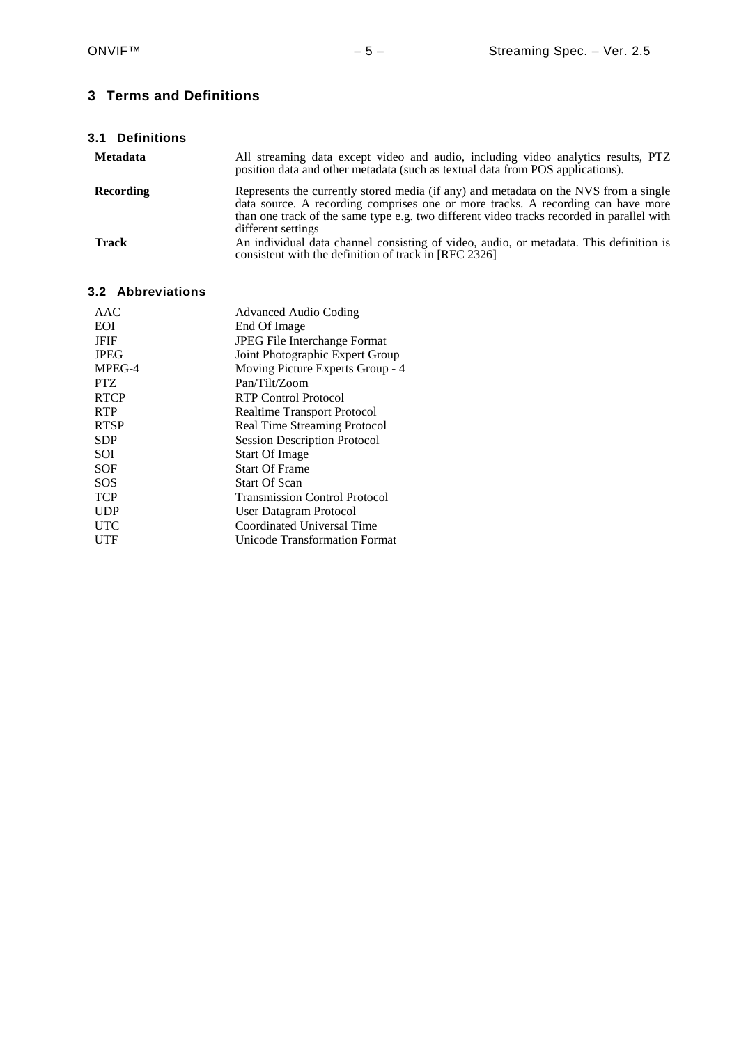# 3 Terms and Definitions

## 3.1 Definitions

| | |
|---|---|
| **Metadata** | All streaming data except video and audio, including video analytics results, PTZ position data and other metadata (such as textual data from POS applications). |
| **Recording** | Represents the currently stored media (if any) and metadata on the NVS from a single data source. A recording comprises one or more tracks. A recording can have more than one track of the same type e.g. two different video tracks recorded in parallel with different settings |
| **Track** | An individual data channel consisting of video, audio, or metadata. This definition is consistent with the definition of track in [RFC 2326] |

## 3.2 Abbreviations

| | |
|---|---|
| AAC | Advanced Audio Coding |
| EOI | End Of Image |
| JFIF | JPEG File Interchange Format |
| JPEG | Joint Photographic Expert Group |
| MPEG-4 | Moving Picture Experts Group - 4 |
| PTZ | Pan/Tilt/Zoom |
| RTCP | RTP Control Protocol |
| RTP | Realtime Transport Protocol |
| RTSP | Real Time Streaming Protocol |
| SDP | Session Description Protocol |
| SOI | Start Of Image |
| SOF | Start Of Frame |
| SOS | Start Of Scan |
| TCP | Transmission Control Protocol |
| UDP | User Datagram Protocol |
| UTC | Coordinated Universal Time |
| UTF | Unicode Transformation Format |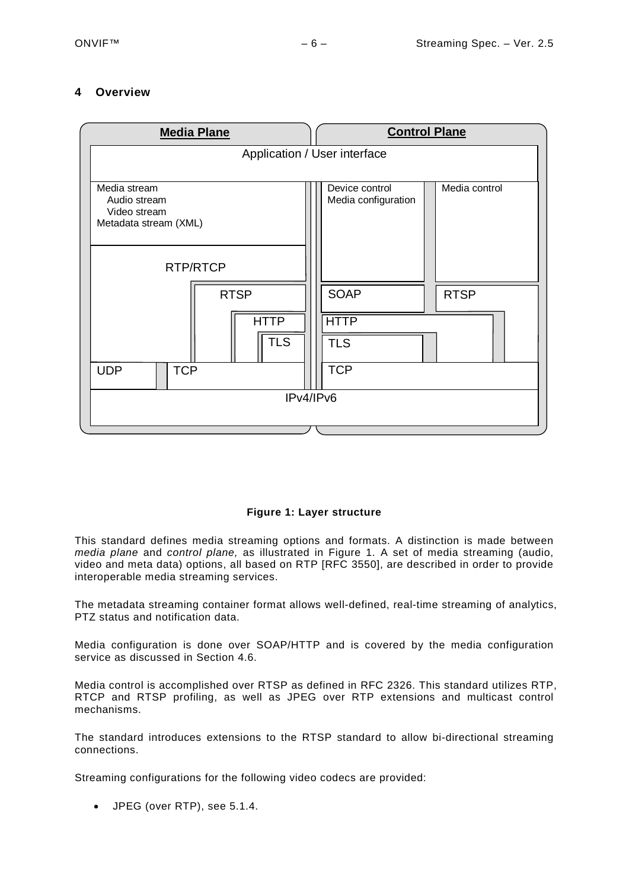# 4 Overview

**Figure 1: Layer structure**

This standard defines media streaming options and formats. A distinction is made between *media plane* and *control plane,* as illustrated in Figure 1. A set of media streaming (audio, video and meta data) options, all based on RTP [RFC 3550], are described in order to provide interoperable media streaming services.

The metadata streaming container format allows well-defined, real-time streaming of analytics, PTZ status and notification data.

Media configuration is done over SOAP/HTTP and is covered by the media configuration service as discussed in Section 4.6.

Media control is accomplished over RTSP as defined in RFC 2326. This standard utilizes RTP, RTCP and RTSP profiling, as well as JPEG over RTP extensions and multicast control mechanisms.

The standard introduces extensions to the RTSP standard to allow bi-directional streaming connections.

Streaming configurations for the following video codecs are provided:

- JPEG (over RTP), see 5.1.4.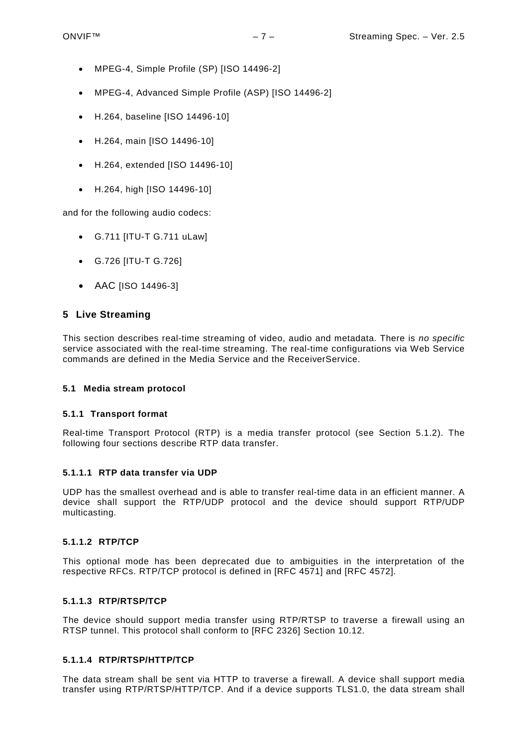- MPEG-4, Simple Profile (SP) [ISO 14496-2]
- MPEG-4, Advanced Simple Profile (ASP) [ISO 14496-2]
- H.264, baseline [ISO 14496-10]
- H.264, main [ISO 14496-10]
- H.264, extended [ISO 14496-10]
- H.264, high [ISO 14496-10]

and for the following audio codecs:

- G.711 [ITU-T G.711 uLaw]
- G.726 [ITU-T G.726]
- AAC [ISO 14496-3]

## 5 Live Streaming

This section describes real-time streaming of video, audio and metadata. There is *no specific* service associated with the real-time streaming. The real-time configurations via Web Service commands are defined in the Media Service and the ReceiverService.

### 5.1 Media stream protocol

#### 5.1.1 Transport format

Real-time Transport Protocol (RTP) is a media transfer protocol (see Section 5.1.2). The following four sections describe RTP data transfer.

##### 5.1.1.1 RTP data transfer via UDP

UDP has the smallest overhead and is able to transfer real-time data in an efficient manner. A device shall support the RTP/UDP protocol and the device should support RTP/UDP multicasting.

##### 5.1.1.2 RTP/TCP

This optional mode has been deprecated due to ambiguities in the interpretation of the respective RFCs. RTP/TCP protocol is defined in [RFC 4571] and [RFC 4572].

##### 5.1.1.3 RTP/RTSP/TCP

The device should support media transfer using RTP/RTSP to traverse a firewall using an RTSP tunnel. This protocol shall conform to [RFC 2326] Section 10.12.

##### 5.1.1.4 RTP/RTSP/HTTP/TCP

The data stream shall be sent via HTTP to traverse a firewall. A device shall support media transfer using RTP/RTSP/HTTP/TCP. And if a device supports TLS1.0, the data stream shall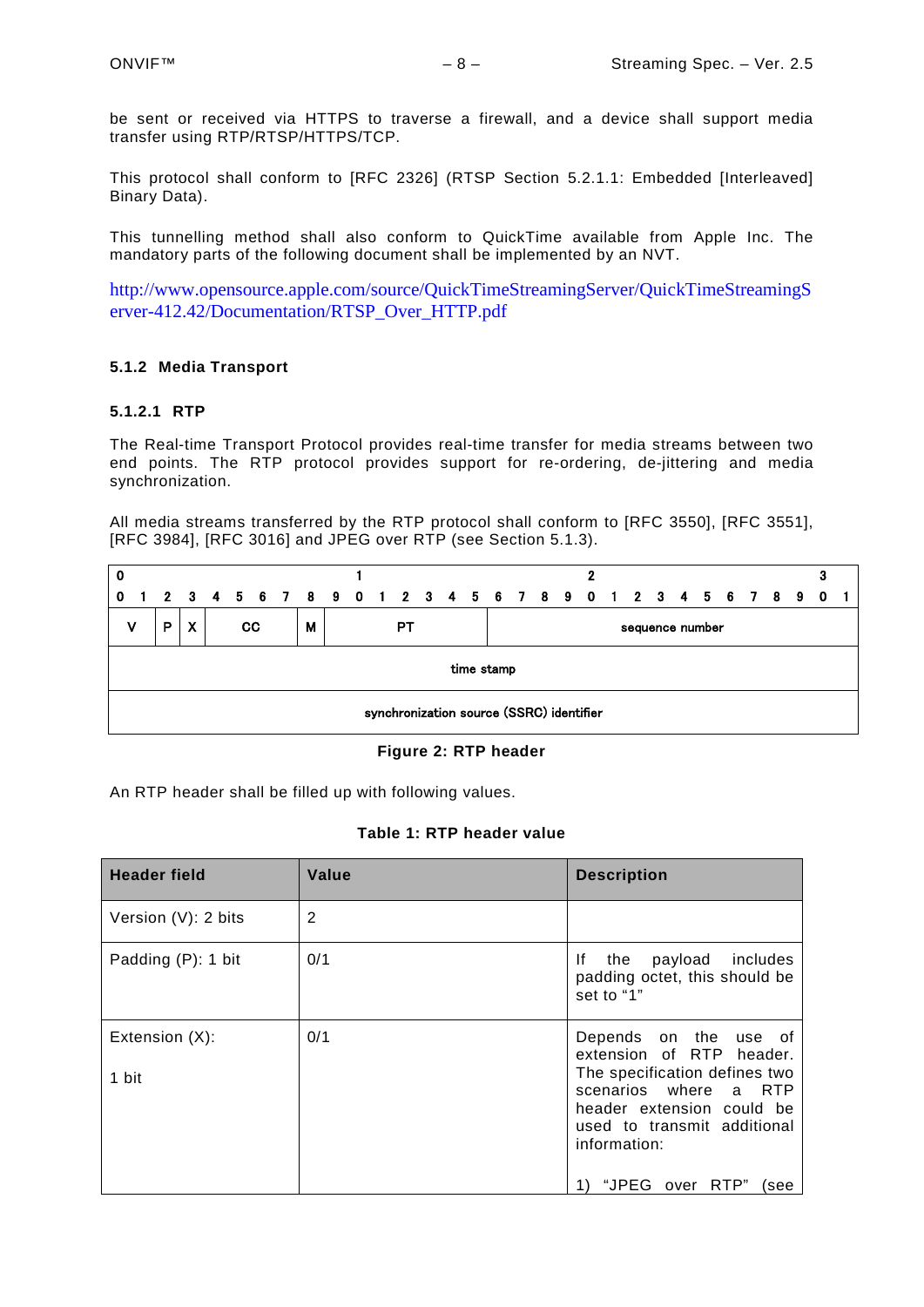be sent or received via HTTPS to traverse a firewall, and a device shall support media transfer using RTP/RTSP/HTTPS/TCP.

This protocol shall conform to [RFC 2326] (RTSP Section 5.2.1.1: Embedded [Interleaved] Binary Data).

This tunnelling method shall also conform to QuickTime available from Apple Inc. The mandatory parts of the following document shall be implemented by an NVT.

http://www.opensource.apple.com/source/QuickTimeStreamingServer/QuickTimeStreamingServer-412.42/Documentation/RTSP_Over_HTTP.pdf

### 5.1.2 Media Transport

#### 5.1.2.1 RTP

The Real-time Transport Protocol provides real-time transfer for media streams between two end points. The RTP protocol provides support for re-ordering, de-jittering and media synchronization.

All media streams transferred by the RTP protocol shall conform to [RFC 3550], [RFC 3551], [RFC 3984], [RFC 3016] and JPEG over RTP (see Section 5.1.3).

| Bits 0–1 | Bit 2 | Bit 3 | Bits 4–7 | Bit 8 | Bits 9–15 | Bits 16–31 |
|---|---|---|---|---|---|---|
| V | P | X | CC | M | PT | sequence number |
| time stamp | | | | | | |
| synchronization source (SSRC) identifier | | | | | | |

**Figure 2: RTP header**

An RTP header shall be filled up with following values.

**Table 1: RTP header value**

| Header field | Value | Description |
|---|---|---|
| Version (V): 2 bits | 2 | |
| Padding (P): 1 bit | 0/1 | If the payload includes padding octet, this should be set to "1" |
| Extension (X):<br><br>1 bit | 0/1 | Depends on the use of extension of RTP header. The specification defines two scenarios where a RTP header extension could be used to transmit additional information:<br><br>1) "JPEG over RTP" (see |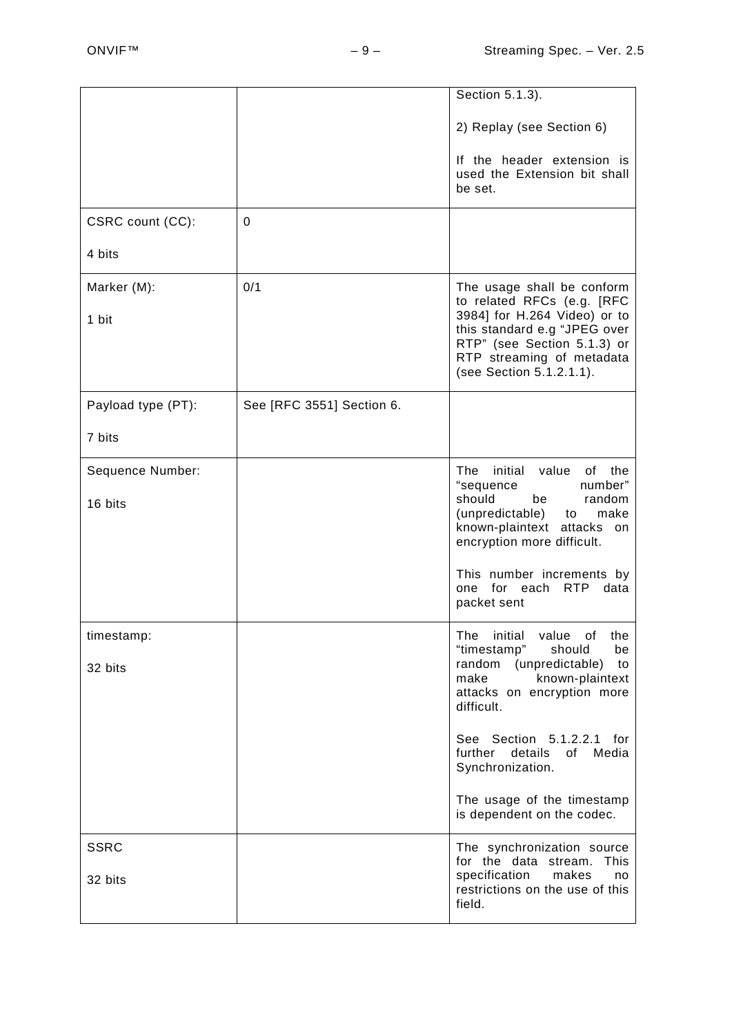| | | |
|---|---|---|
| | | Section 5.1.3).<br><br>2) Replay (see Section 6)<br><br>If the header extension is used the Extension bit shall be set. |
| CSRC count (CC):<br><br>4 bits | 0 | |
| Marker (M):<br><br>1 bit | 0/1 | The usage shall be conform to related RFCs (e.g. [RFC 3984] for H.264 Video) or to this standard e.g "JPEG over RTP" (see Section 5.1.3) or RTP streaming of metadata (see Section 5.1.2.1.1). |
| Payload type (PT):<br><br>7 bits | See [RFC 3551] Section 6. | |
| Sequence Number:<br><br>16 bits | | The initial value of the "sequence number" should be random (unpredictable) to make known-plaintext attacks on encryption more difficult.<br><br>This number increments by one for each RTP data packet sent |
| timestamp:<br><br>32 bits | | The initial value of the "timestamp" should be random (unpredictable) to make known-plaintext attacks on encryption more difficult.<br><br>See Section 5.1.2.2.1 for further details of Media Synchronization.<br><br>The usage of the timestamp is dependent on the codec. |
| SSRC<br><br>32 bits | | The synchronization source for the data stream. This specification makes no restrictions on the use of this field. |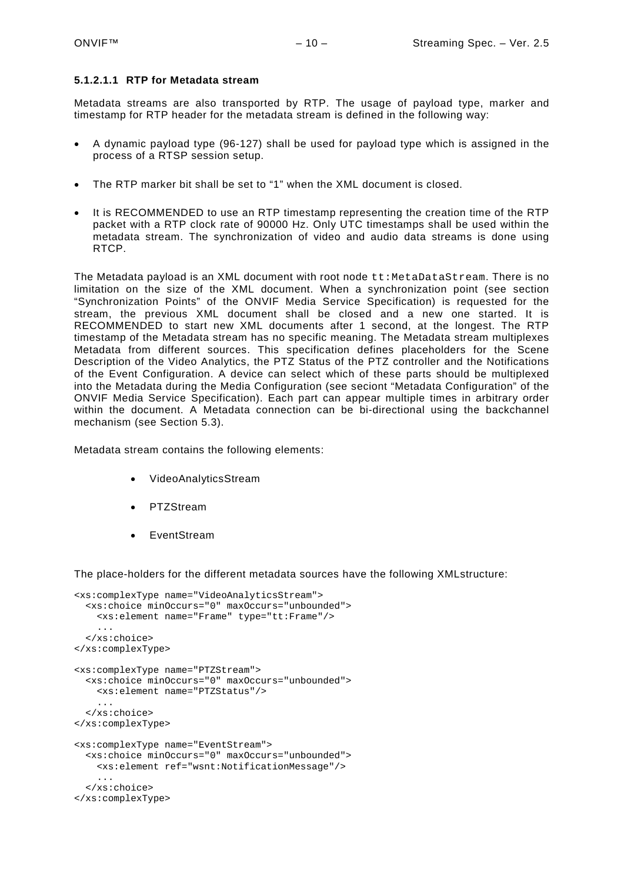#### 5.1.2.1.1 RTP for Metadata stream

Metadata streams are also transported by RTP. The usage of payload type, marker and timestamp for RTP header for the metadata stream is defined in the following way:

- A dynamic payload type (96-127) shall be used for payload type which is assigned in the process of a RTSP session setup.
- The RTP marker bit shall be set to "1" when the XML document is closed.
- It is RECOMMENDED to use an RTP timestamp representing the creation time of the RTP packet with a RTP clock rate of 90000 Hz. Only UTC timestamps shall be used within the metadata stream. The synchronization of video and audio data streams is done using RTCP.

The Metadata payload is an XML document with root node `tt:MetaDataStream`. There is no limitation on the size of the XML document. When a synchronization point (see section "Synchronization Points" of the ONVIF Media Service Specification) is requested for the stream, the previous XML document shall be closed and a new one started. It is RECOMMENDED to start new XML documents after 1 second, at the longest. The RTP timestamp of the Metadata stream has no specific meaning. The Metadata stream multiplexes Metadata from different sources. This specification defines placeholders for the Scene Description of the Video Analytics, the PTZ Status of the PTZ controller and the Notifications of the Event Configuration. A device can select which of these parts should be multiplexed into the Metadata during the Media Configuration (see seciont "Metadata Configuration" of the ONVIF Media Service Specification). Each part can appear multiple times in arbitrary order within the document. A Metadata connection can be bi-directional using the backchannel mechanism (see Section 5.3).

Metadata stream contains the following elements:

- VideoAnalyticsStream
- PTZStream
- EventStream

The place-holders for the different metadata sources have the following XMLstructure:

```
<xs:complexType name="VideoAnalyticsStream">
  <xs:choice minOccurs="0" maxOccurs="unbounded">
    <xs:element name="Frame" type="tt:Frame"/>
    ...
  </xs:choice>
</xs:complexType>

<xs:complexType name="PTZStream">
  <xs:choice minOccurs="0" maxOccurs="unbounded">
    <xs:element name="PTZStatus"/>
    ...
  </xs:choice>
</xs:complexType>

<xs:complexType name="EventStream">
  <xs:choice minOccurs="0" maxOccurs="unbounded">
    <xs:element ref="wsnt:NotificationMessage"/>
    ...
  </xs:choice>
</xs:complexType>
```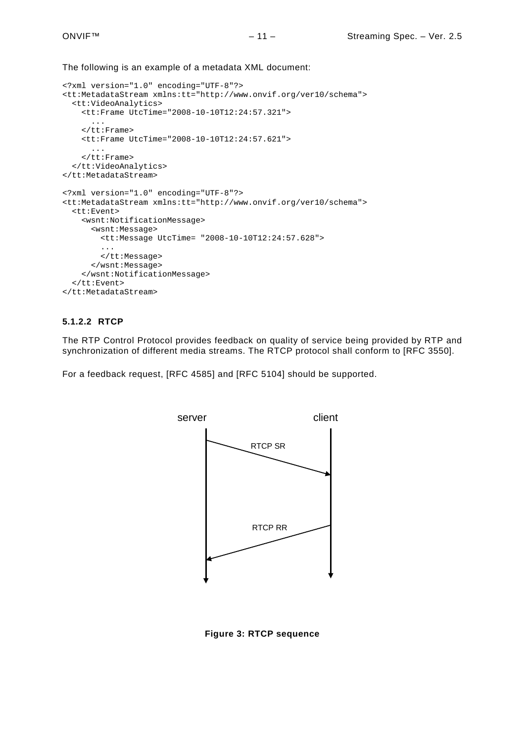The following is an example of a metadata XML document:

```
<?xml version="1.0" encoding="UTF-8"?>
<tt:MetadataStream xmlns:tt="http://www.onvif.org/ver10/schema">
  <tt:VideoAnalytics>
    <tt:Frame UtcTime="2008-10-10T12:24:57.321">
      ...
    </tt:Frame>
    <tt:Frame UtcTime="2008-10-10T12:24:57.621">
      ...
    </tt:Frame>
  </tt:VideoAnalytics>
</tt:MetadataStream>

<?xml version="1.0" encoding="UTF-8"?>
<tt:MetadataStream xmlns:tt="http://www.onvif.org/ver10/schema">
  <tt:Event>
    <wsnt:NotificationMessage>
      <wsnt:Message>
        <tt:Message UtcTime= "2008-10-10T12:24:57.628">
        ...
        </tt:Message>
      </wsnt:Message>
    </wsnt:NotificationMessage>
  </tt:Event>
</tt:MetadataStream>
```

#### 5.1.2.2 RTCP

The RTP Control Protocol provides feedback on quality of service being provided by RTP and synchronization of different media streams. The RTCP protocol shall conform to [RFC 3550].

For a feedback request, [RFC 4585] and [RFC 5104] should be supported.

server — client

RTCP SR

RTCP RR

**Figure 3: RTCP sequence**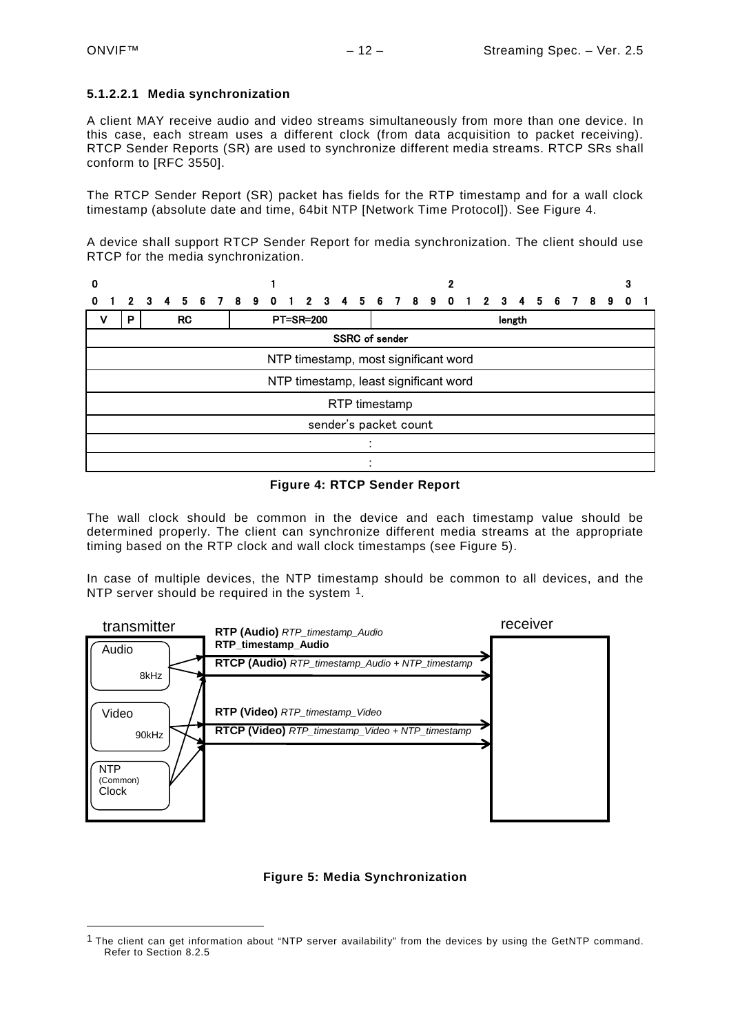#### 5.1.2.2.1 Media synchronization

A client MAY receive audio and video streams simultaneously from more than one device. In this case, each stream uses a different clock (from data acquisition to packet receiving). RTCP Sender Reports (SR) are used to synchronize different media streams. RTCP SRs shall conform to [RFC 3550].

The RTCP Sender Report (SR) packet has fields for the RTP timestamp and for a wall clock timestamp (absolute date and time, 64bit NTP [Network Time Protocol]). See Figure 4.

A device shall support RTCP Sender Report for media synchronization. The client should use RTCP for the media synchronization.

| V | P | RC | PT=SR=200 | length |
|---|---|---|---|---|
| SSRC of sender | | | | |
| NTP timestamp, most significant word | | | | |
| NTP timestamp, least significant word | | | | |
| RTP timestamp | | | | |
| sender's packet count | | | | |
| : | | | | |
| : | | | | |

**Figure 4: RTCP Sender Report**

The wall clock should be common in the device and each timestamp value should be determined properly. The client can synchronize different media streams at the appropriate timing based on the RTP clock and wall clock timestamps (see Figure 5).

In case of multiple devices, the NTP timestamp should be common to all devices, and the NTP server should be required in the system [1].

transmitter — Audio 8kHz; Video 90kHz; NTP (Common) Clock

**RTP (Audio)** *RTP_timestamp_Audio*

**RTCP (Audio)** *RTP_timestamp_Audio + NTP_timestamp*

**RTP (Video)** *RTP_timestamp_Video*

**RTCP (Video)** *RTP_timestamp_Video + NTP_timestamp*

receiver

**Figure 5: Media Synchronization**

[1] The client can get information about "NTP server availability" from the devices by using the GetNTP command. Refer to Section 8.2.5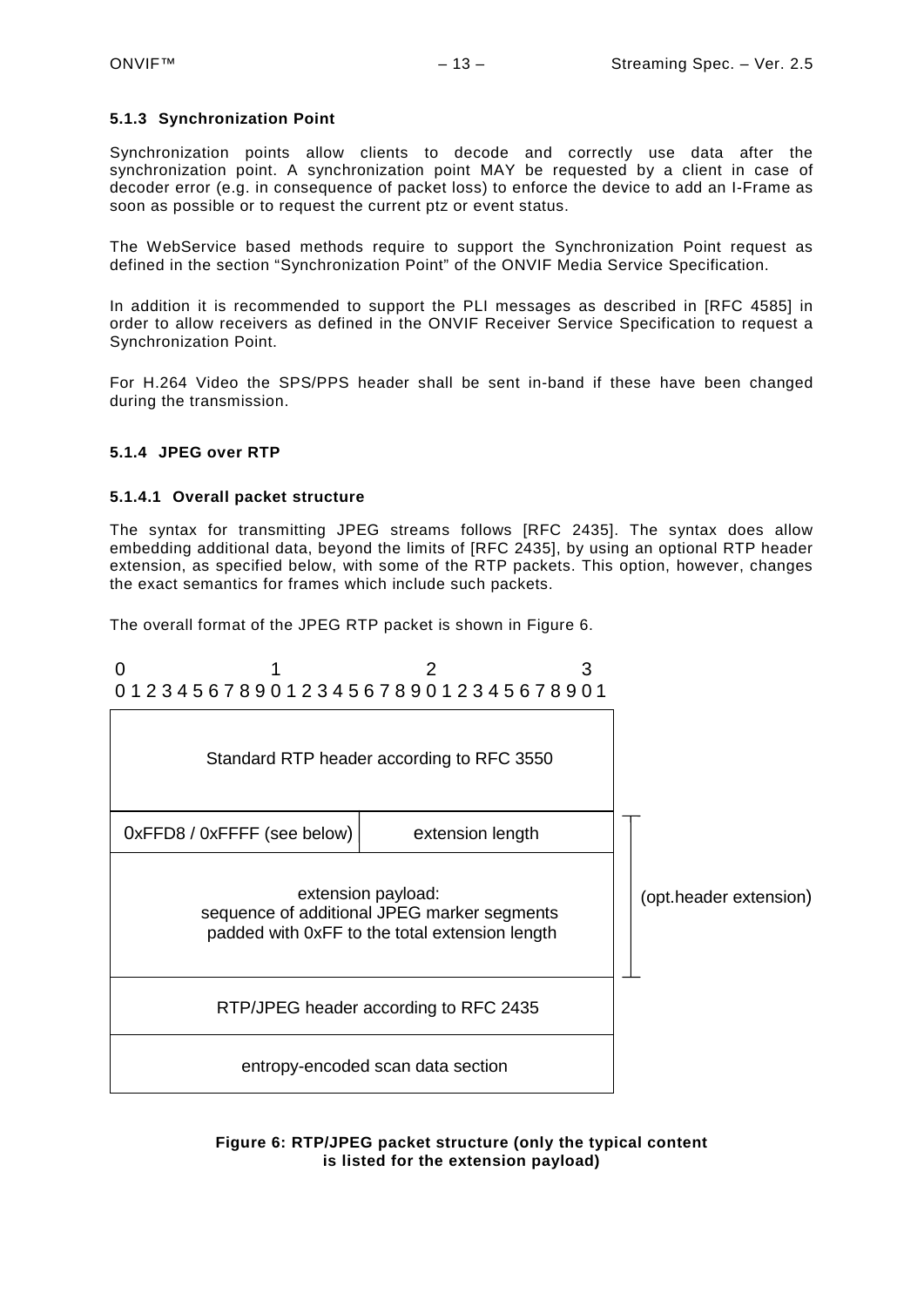#### 5.1.3 Synchronization Point

Synchronization points allow clients to decode and correctly use data after the synchronization point. A synchronization point MAY be requested by a client in case of decoder error (e.g. in consequence of packet loss) to enforce the device to add an I-Frame as soon as possible or to request the current ptz or event status.

The WebService based methods require to support the Synchronization Point request as defined in the section "Synchronization Point" of the ONVIF Media Service Specification.

In addition it is recommended to support the PLI messages as described in [RFC 4585] in order to allow receivers as defined in the ONVIF Receiver Service Specification to request a Synchronization Point.

For H.264 Video the SPS/PPS header shall be sent in-band if these have been changed during the transmission.

#### 5.1.4 JPEG over RTP

##### 5.1.4.1 Overall packet structure

The syntax for transmitting JPEG streams follows [RFC 2435]. The syntax does allow embedding additional data, beyond the limits of [RFC 2435], by using an optional RTP header extension, as specified below, with some of the RTP packets. This option, however, changes the exact semantics for frames which include such packets.

The overall format of the JPEG RTP packet is shown in Figure 6.

```
0                   1                   2                   3
0 1 2 3 4 5 6 7 8 9 0 1 2 3 4 5 6 7 8 9 0 1 2 3 4 5 6 7 8 9 0 1
+---------------------------------------------------------------+
|                                                               |
|          Standard RTP header according to RFC 3550            |
|                                                               |
+-------------------------------+-------------------------------+  ---
|  0xFFD8 / 0xFFFF (see below)  |       extension length        |   |
+-------------------------------+-------------------------------+   |
|                                                               |   |
|                      extension payload:                       |   | (opt.header extension)
|         sequence of additional JPEG marker segments           |   |
|        padded with 0xFF to the total extension length         |   |
|                                                               |   |
+---------------------------------------------------------------+  ---
|             RTP/JPEG header according to RFC 2435             |
+---------------------------------------------------------------+
|               entropy-encoded scan data section               |
+---------------------------------------------------------------+
```

**Figure 6: RTP/JPEG packet structure (only the typical content is listed for the extension payload)**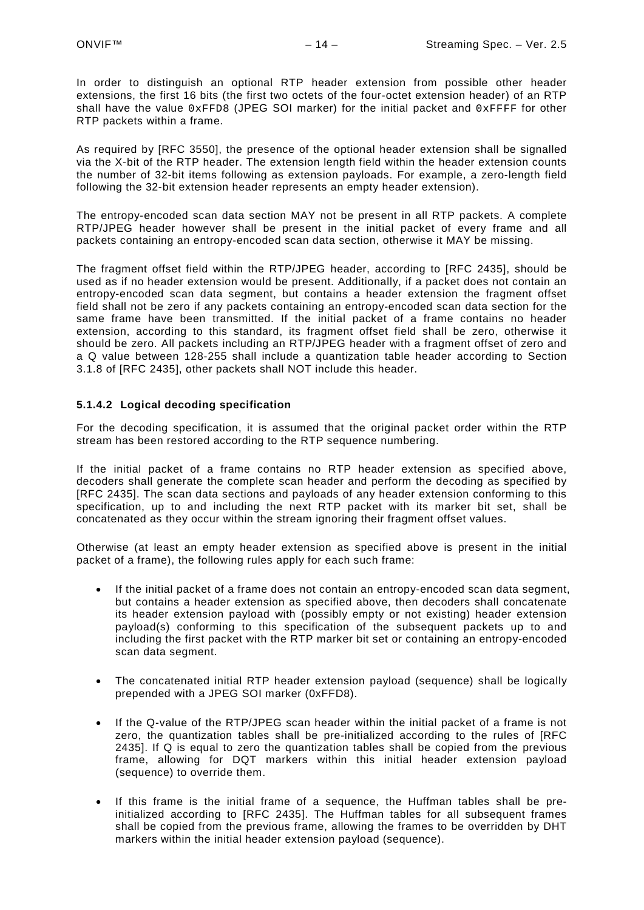In order to distinguish an optional RTP header extension from possible other header extensions, the first 16 bits (the first two octets of the four-octet extension header) of an RTP shall have the value `0xFFD8` (JPEG SOI marker) for the initial packet and `0xFFFF` for other RTP packets within a frame.

As required by [RFC 3550], the presence of the optional header extension shall be signalled via the X-bit of the RTP header. The extension length field within the header extension counts the number of 32-bit items following as extension payloads. For example, a zero-length field following the 32-bit extension header represents an empty header extension).

The entropy-encoded scan data section MAY not be present in all RTP packets. A complete RTP/JPEG header however shall be present in the initial packet of every frame and all packets containing an entropy-encoded scan data section, otherwise it MAY be missing.

The fragment offset field within the RTP/JPEG header, according to [RFC 2435], should be used as if no header extension would be present. Additionally, if a packet does not contain an entropy-encoded scan data segment, but contains a header extension the fragment offset field shall not be zero if any packets containing an entropy-encoded scan data section for the same frame have been transmitted. If the initial packet of a frame contains no header extension, according to this standard, its fragment offset field shall be zero, otherwise it should be zero. All packets including an RTP/JPEG header with a fragment offset of zero and a Q value between 128-255 shall include a quantization table header according to Section 3.1.8 of [RFC 2435], other packets shall NOT include this header.

#### 5.1.4.2 Logical decoding specification

For the decoding specification, it is assumed that the original packet order within the RTP stream has been restored according to the RTP sequence numbering.

If the initial packet of a frame contains no RTP header extension as specified above, decoders shall generate the complete scan header and perform the decoding as specified by [RFC 2435]. The scan data sections and payloads of any header extension conforming to this specification, up to and including the next RTP packet with its marker bit set, shall be concatenated as they occur within the stream ignoring their fragment offset values.

Otherwise (at least an empty header extension as specified above is present in the initial packet of a frame), the following rules apply for each such frame:

- If the initial packet of a frame does not contain an entropy-encoded scan data segment, but contains a header extension as specified above, then decoders shall concatenate its header extension payload with (possibly empty or not existing) header extension payload(s) conforming to this specification of the subsequent packets up to and including the first packet with the RTP marker bit set or containing an entropy-encoded scan data segment.

- The concatenated initial RTP header extension payload (sequence) shall be logically prepended with a JPEG SOI marker (0xFFD8).

- If the Q-value of the RTP/JPEG scan header within the initial packet of a frame is not zero, the quantization tables shall be pre-initialized according to the rules of [RFC 2435]. If Q is equal to zero the quantization tables shall be copied from the previous frame, allowing for DQT markers within this initial header extension payload (sequence) to override them.

- If this frame is the initial frame of a sequence, the Huffman tables shall be pre-initialized according to [RFC 2435]. The Huffman tables for all subsequent frames shall be copied from the previous frame, allowing the frames to be overridden by DHT markers within the initial header extension payload (sequence).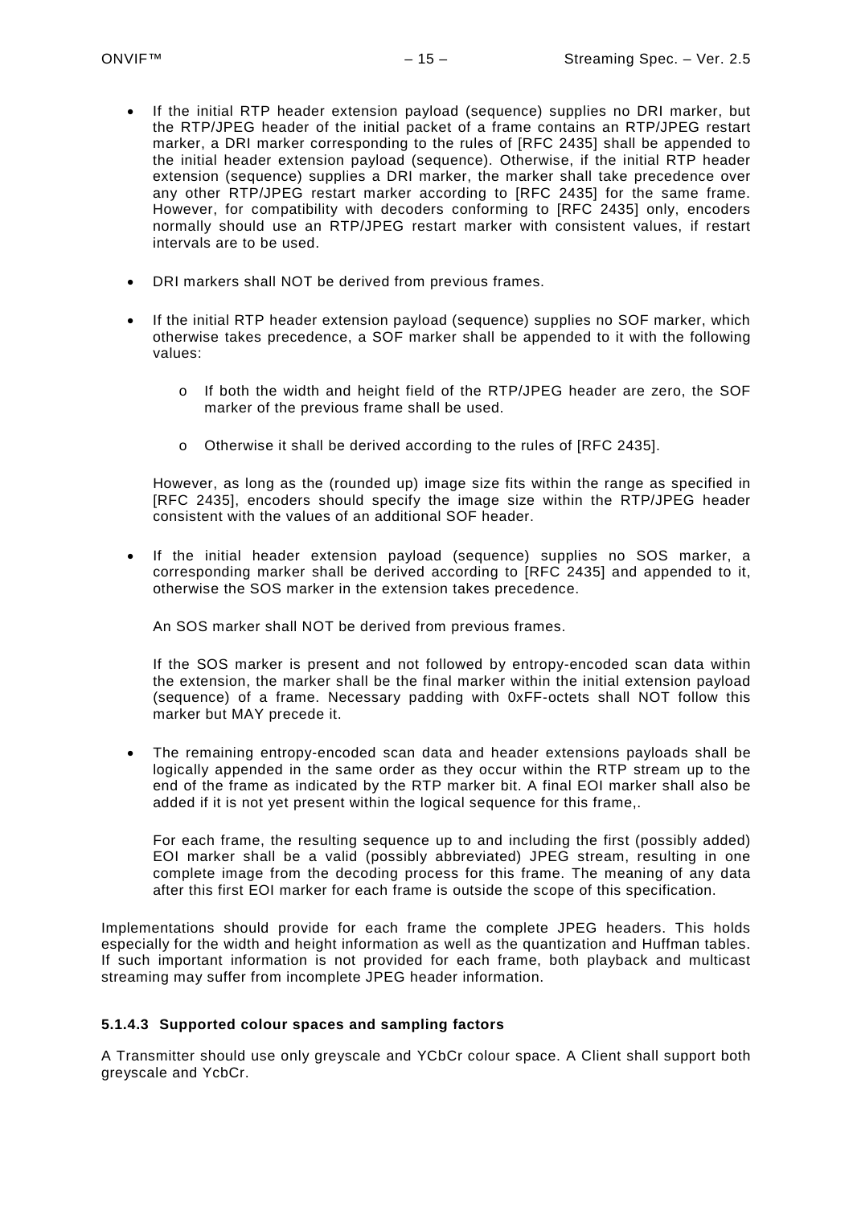- If the initial RTP header extension payload (sequence) supplies no DRI marker, but the RTP/JPEG header of the initial packet of a frame contains an RTP/JPEG restart marker, a DRI marker corresponding to the rules of [RFC 2435] shall be appended to the initial header extension payload (sequence). Otherwise, if the initial RTP header extension (sequence) supplies a DRI marker, the marker shall take precedence over any other RTP/JPEG restart marker according to [RFC 2435] for the same frame. However, for compatibility with decoders conforming to [RFC 2435] only, encoders normally should use an RTP/JPEG restart marker with consistent values, if restart intervals are to be used.

- DRI markers shall NOT be derived from previous frames.

- If the initial RTP header extension payload (sequence) supplies no SOF marker, which otherwise takes precedence, a SOF marker shall be appended to it with the following values:

  - If both the width and height field of the RTP/JPEG header are zero, the SOF marker of the previous frame shall be used.

  - Otherwise it shall be derived according to the rules of [RFC 2435].

  However, as long as the (rounded up) image size fits within the range as specified in [RFC 2435], encoders should specify the image size within the RTP/JPEG header consistent with the values of an additional SOF header.

- If the initial header extension payload (sequence) supplies no SOS marker, a corresponding marker shall be derived according to [RFC 2435] and appended to it, otherwise the SOS marker in the extension takes precedence.

  An SOS marker shall NOT be derived from previous frames.

  If the SOS marker is present and not followed by entropy-encoded scan data within the extension, the marker shall be the final marker within the initial extension payload (sequence) of a frame. Necessary padding with 0xFF-octets shall NOT follow this marker but MAY precede it.

- The remaining entropy-encoded scan data and header extensions payloads shall be logically appended in the same order as they occur within the RTP stream up to the end of the frame as indicated by the RTP marker bit. A final EOI marker shall also be added if it is not yet present within the logical sequence for this frame,.

  For each frame, the resulting sequence up to and including the first (possibly added) EOI marker shall be a valid (possibly abbreviated) JPEG stream, resulting in one complete image from the decoding process for this frame. The meaning of any data after this first EOI marker for each frame is outside the scope of this specification.

Implementations should provide for each frame the complete JPEG headers. This holds especially for the width and height information as well as the quantization and Huffman tables. If such important information is not provided for each frame, both playback and multicast streaming may suffer from incomplete JPEG header information.

#### 5.1.4.3 Supported colour spaces and sampling factors

A Transmitter should use only greyscale and YCbCr colour space. A Client shall support both greyscale and YcbCr.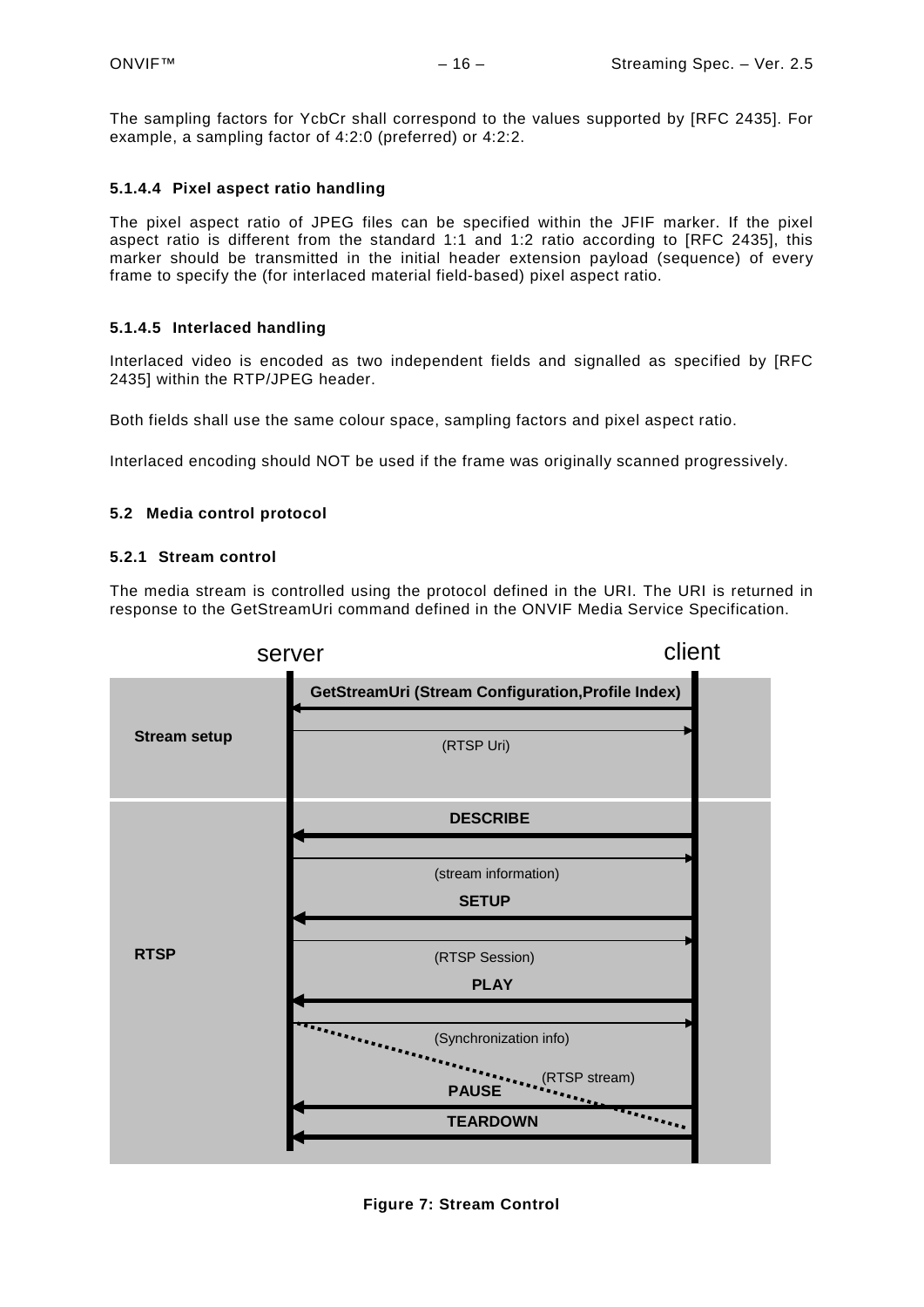The sampling factors for YcbCr shall correspond to the values supported by [RFC 2435]. For example, a sampling factor of 4:2:0 (preferred) or 4:2:2.

#### 5.1.4.4 Pixel aspect ratio handling

The pixel aspect ratio of JPEG files can be specified within the JFIF marker. If the pixel aspect ratio is different from the standard 1:1 and 1:2 ratio according to [RFC 2435], this marker should be transmitted in the initial header extension payload (sequence) of every frame to specify the (for interlaced material field-based) pixel aspect ratio.

#### 5.1.4.5 Interlaced handling

Interlaced video is encoded as two independent fields and signalled as specified by [RFC 2435] within the RTP/JPEG header.

Both fields shall use the same colour space, sampling factors and pixel aspect ratio.

Interlaced encoding should NOT be used if the frame was originally scanned progressively.

## 5.2 Media control protocol

### 5.2.1 Stream control

The media stream is controlled using the protocol defined in the URI. The URI is returned in response to the GetStreamUri command defined in the ONVIF Media Service Specification.

server client

**Stream setup**
- **GetStreamUri (Stream Configuration,Profile Index)**
- (RTSP Uri)

**RTSP**
- **DESCRIBE**
- (stream information)
- **SETUP**
- (RTSP Session)
- **PLAY**
- (Synchronization info)
- (RTSP stream)
- **PAUSE**
- **TEARDOWN**

**Figure 7: Stream Control**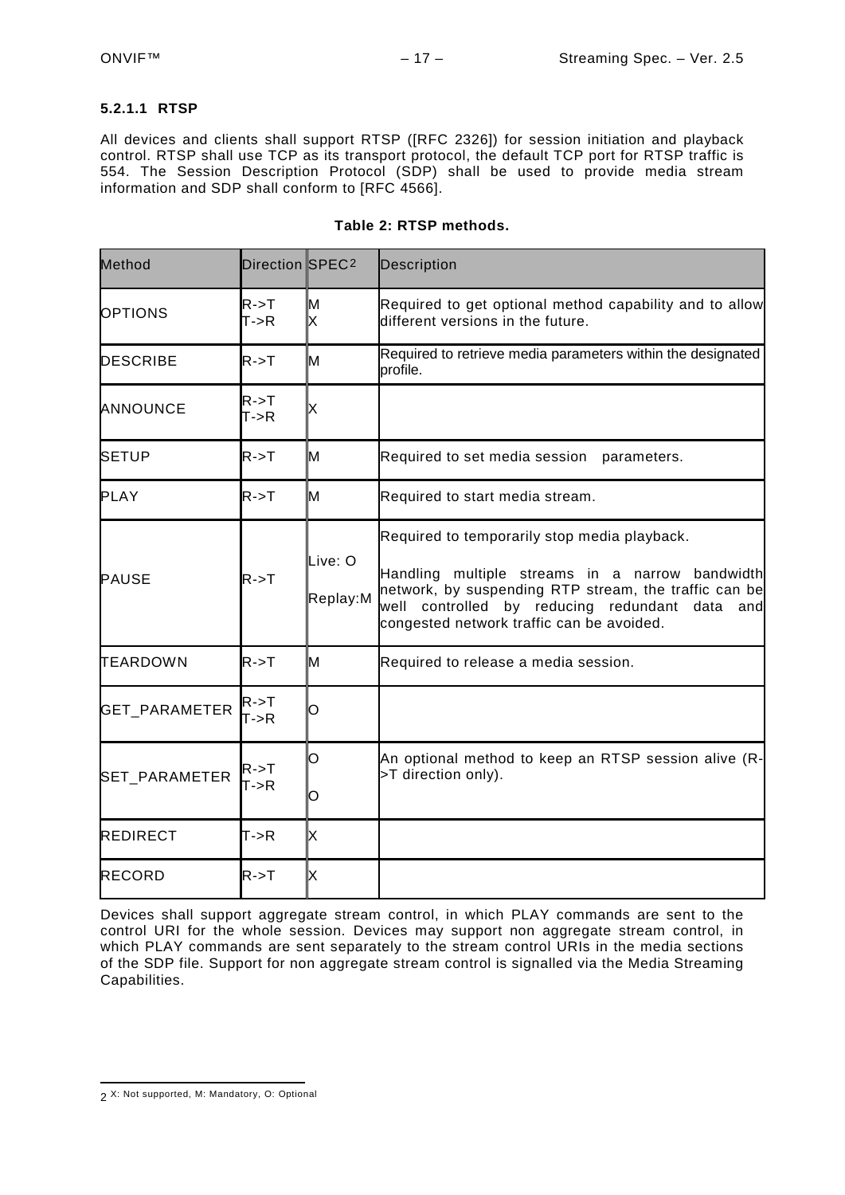#### 5.2.1.1 RTSP

All devices and clients shall support RTSP ([RFC 2326]) for session initiation and playback control. RTSP shall use TCP as its transport protocol, the default TCP port for RTSP traffic is 554. The Session Description Protocol (SDP) shall be used to provide media stream information and SDP shall conform to [RFC 4566].

**Table 2: RTSP methods.**

| Method | Direction | SPEC[2] | Description |
|---|---|---|---|
| OPTIONS | R->T<br>T->R | M<br>X | Required to get optional method capability and to allow different versions in the future. |
| DESCRIBE | R->T | M | Required to retrieve media parameters within the designated profile. |
| ANNOUNCE | R->T<br>T->R | X | |
| SETUP | R->T | M | Required to set media session parameters. |
| PLAY | R->T | M | Required to start media stream. |
| PAUSE | R->T | Live: O<br>Replay:M | Required to temporarily stop media playback.<br>Handling multiple streams in a narrow bandwidth network, by suspending RTP stream, the traffic can be well controlled by reducing redundant data and congested network traffic can be avoided. |
| TEARDOWN | R->T | M | Required to release a media session. |
| GET_PARAMETER | R->T<br>T->R | O | |
| SET_PARAMETER | R->T<br>T->R | O<br>O | An optional method to keep an RTSP session alive (R->T direction only). |
| REDIRECT | T->R | X | |
| RECORD | R->T | X | |

Devices shall support aggregate stream control, in which PLAY commands are sent to the control URI for the whole session. Devices may support non aggregate stream control, in which PLAY commands are sent separately to the stream control URIs in the media sections of the SDP file. Support for non aggregate stream control is signalled via the Media Streaming Capabilities.

[2] X: Not supported, M: Mandatory, O: Optional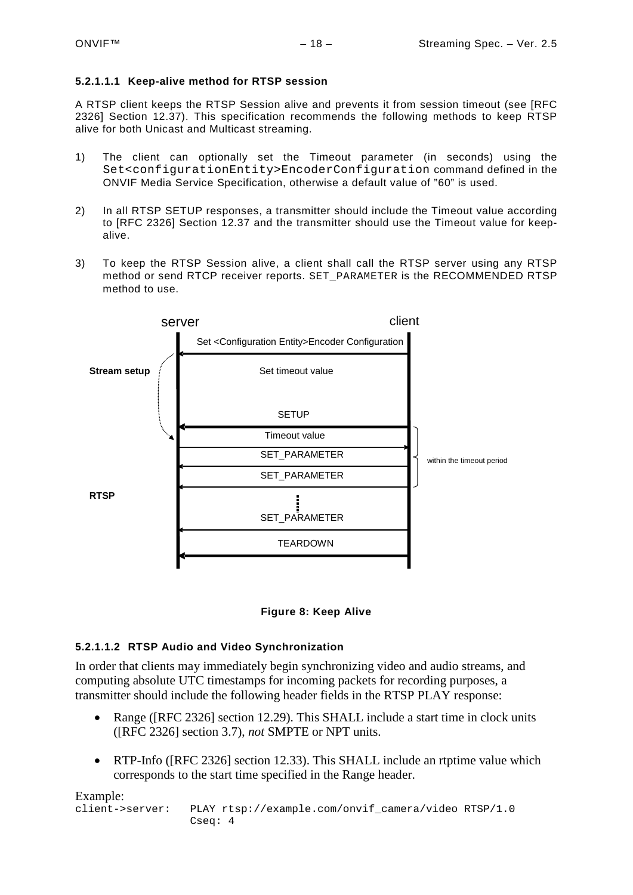#### 5.2.1.1.1 Keep-alive method for RTSP session

A RTSP client keeps the RTSP Session alive and prevents it from session timeout (see [RFC 2326] Section 12.37). This specification recommends the following methods to keep RTSP alive for both Unicast and Multicast streaming.

1) The client can optionally set the Timeout parameter (in seconds) using the `Set<configurationEntity>EncoderConfiguration` command defined in the ONVIF Media Service Specification, otherwise a default value of "60" is used.

2) In all RTSP SETUP responses, a transmitter should include the Timeout value according to [RFC 2326] Section 12.37 and the transmitter should use the Timeout value for keep-alive.

3) To keep the RTSP Session alive, a client shall call the RTSP server using any RTSP method or send RTCP receiver reports. SET_PARAMETER is the RECOMMENDED RTSP method to use.

server | client

Set <Configuration Entity>Encoder Configuration

Stream setup — Set timeout value

SETUP

Timeout value

SET_PARAMETER

SET_PARAMETER

within the timeout period

RTSP

SET_PARAMETER

TEARDOWN

**Figure 8: Keep Alive**

#### 5.2.1.1.2 RTSP Audio and Video Synchronization

In order that clients may immediately begin synchronizing video and audio streams, and computing absolute UTC timestamps for incoming packets for recording purposes, a transmitter should include the following header fields in the RTSP PLAY response:

- Range ([RFC 2326] section 12.29). This SHALL include a start time in clock units ([RFC 2326] section 3.7), *not* SMPTE or NPT units.

- RTP-Info ([RFC 2326] section 12.33). This SHALL include an rtptime value which corresponds to the start time specified in the Range header.

Example:

```
client->server:   PLAY rtsp://example.com/onvif_camera/video RTSP/1.0
                  Cseq: 4
```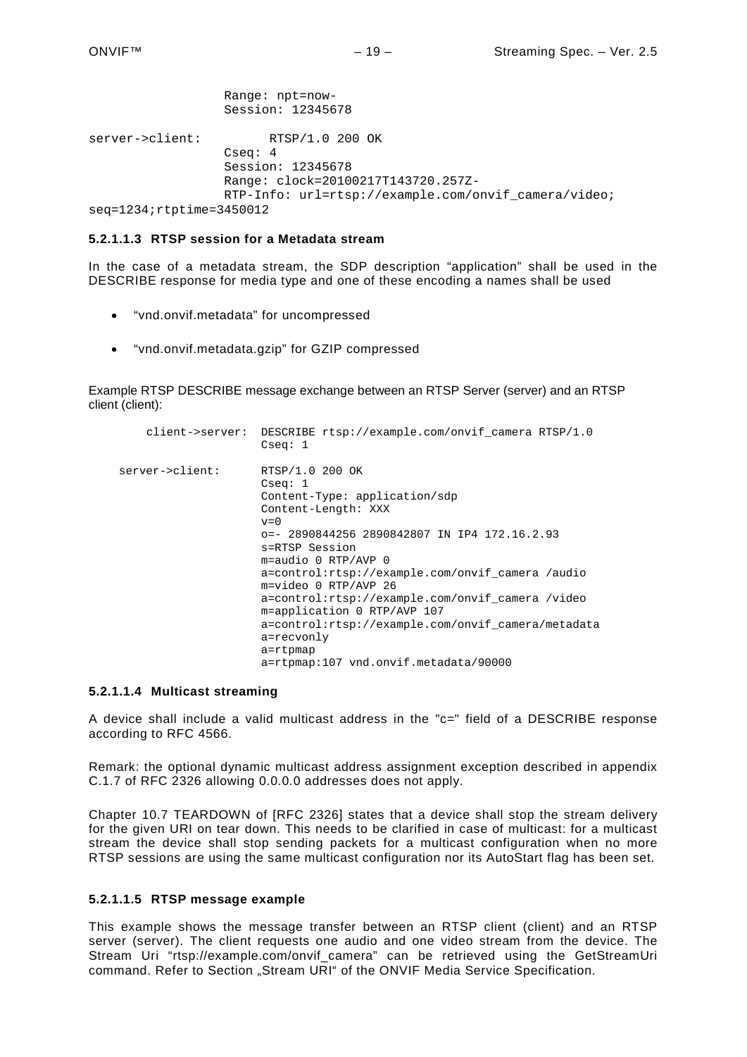```
                 Range: npt=now-
                 Session: 12345678

server->client:         RTSP/1.0 200 OK
                 Cseq: 4
                 Session: 12345678
                 Range: clock=20100217T143720.257Z-
                 RTP-Info: url=rtsp://example.com/onvif_camera/video;
seq=1234;rtptime=3450012
```

#### 5.2.1.1.3 RTSP session for a Metadata stream

In the case of a metadata stream, the SDP description “application” shall be used in the DESCRIBE response for media type and one of these encoding a names shall be used

- “vnd.onvif.metadata” for uncompressed
- “vnd.onvif.metadata.gzip” for GZIP compressed

Example RTSP DESCRIBE message exchange between an RTSP Server (server) and an RTSP client (client):

```
    client->server:  DESCRIBE rtsp://example.com/onvif_camera RTSP/1.0
                     Cseq: 1

    server->client:  RTSP/1.0 200 OK
                     Cseq: 1
                     Content-Type: application/sdp
                     Content-Length: XXX
                     v=0
                     o=- 2890844256 2890842807 IN IP4 172.16.2.93
                     s=RTSP Session
                     m=audio 0 RTP/AVP 0
                     a=control:rtsp://example.com/onvif_camera /audio
                     m=video 0 RTP/AVP 26
                     a=control:rtsp://example.com/onvif_camera /video
                     m=application 0 RTP/AVP 107
                     a=control:rtsp://example.com/onvif_camera/metadata
                     a=recvonly
                     a=rtpmap
                     a=rtpmap:107 vnd.onvif.metadata/90000
```

#### 5.2.1.1.4 Multicast streaming

A device shall include a valid multicast address in the "c=" field of a DESCRIBE response according to RFC 4566.

Remark: the optional dynamic multicast address assignment exception described in appendix C.1.7 of RFC 2326 allowing 0.0.0.0 addresses does not apply.

Chapter 10.7 TEARDOWN of [RFC 2326] states that a device shall stop the stream delivery for the given URI on tear down. This needs to be clarified in case of multicast: for a multicast stream the device shall stop sending packets for a multicast configuration when no more RTSP sessions are using the same multicast configuration nor its AutoStart flag has been set.

#### 5.2.1.1.5 RTSP message example

This example shows the message transfer between an RTSP client (client) and an RTSP server (server). The client requests one audio and one video stream from the device. The Stream Uri “rtsp://example.com/onvif_camera” can be retrieved using the GetStreamUri command. Refer to Section „Stream URI“ of the ONVIF Media Service Specification.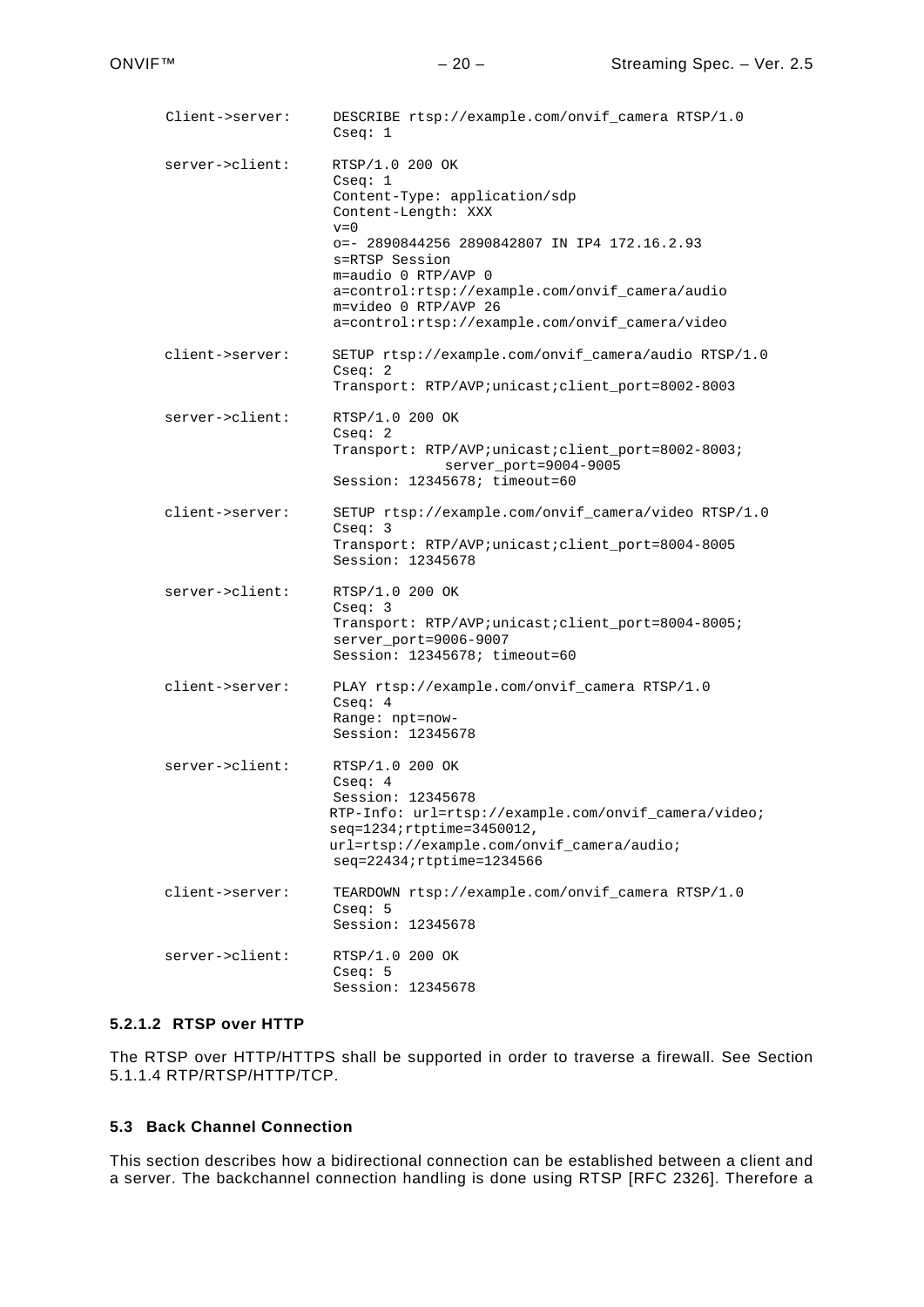```
Client->server:    DESCRIBE rtsp://example.com/onvif_camera RTSP/1.0
                   Cseq: 1

server->client:    RTSP/1.0 200 OK
                   Cseq: 1
                   Content-Type: application/sdp
                   Content-Length: XXX
                   v=0
                   o=- 2890844256 2890842807 IN IP4 172.16.2.93
                   s=RTSP Session
                   m=audio 0 RTP/AVP 0
                   a=control:rtsp://example.com/onvif_camera/audio
                   m=video 0 RTP/AVP 26
                   a=control:rtsp://example.com/onvif_camera/video

client->server:    SETUP rtsp://example.com/onvif_camera/audio RTSP/1.0
                   Cseq: 2
                   Transport: RTP/AVP;unicast;client_port=8002-8003

server->client:    RTSP/1.0 200 OK
                   Cseq: 2
                   Transport: RTP/AVP;unicast;client_port=8002-8003;
                              server_port=9004-9005
                   Session: 12345678; timeout=60

client->server:    SETUP rtsp://example.com/onvif_camera/video RTSP/1.0
                   Cseq: 3
                   Transport: RTP/AVP;unicast;client_port=8004-8005
                   Session: 12345678

server->client:    RTSP/1.0 200 OK
                   Cseq: 3
                   Transport: RTP/AVP;unicast;client_port=8004-8005;
                   server_port=9006-9007
                   Session: 12345678; timeout=60

client->server:    PLAY rtsp://example.com/onvif_camera RTSP/1.0
                   Cseq: 4
                   Range: npt=now-
                   Session: 12345678

server->client:    RTSP/1.0 200 OK
                   Cseq: 4
                   Session: 12345678
                   RTP-Info: url=rtsp://example.com/onvif_camera/video;
                   seq=1234;rtptime=3450012,
                   url=rtsp://example.com/onvif_camera/audio;
                   seq=22434;rtptime=1234566

client->server:    TEARDOWN rtsp://example.com/onvif_camera RTSP/1.0
                   Cseq: 5
                   Session: 12345678

server->client:    RTSP/1.0 200 OK
                   Cseq: 5
                   Session: 12345678
```

#### 5.2.1.2 RTSP over HTTP

The RTSP over HTTP/HTTPS shall be supported in order to traverse a firewall. See Section 5.1.1.4 RTP/RTSP/HTTP/TCP.

### 5.3 Back Channel Connection

This section describes how a bidirectional connection can be established between a client and a server. The backchannel connection handling is done using RTSP [RFC 2326]. Therefore a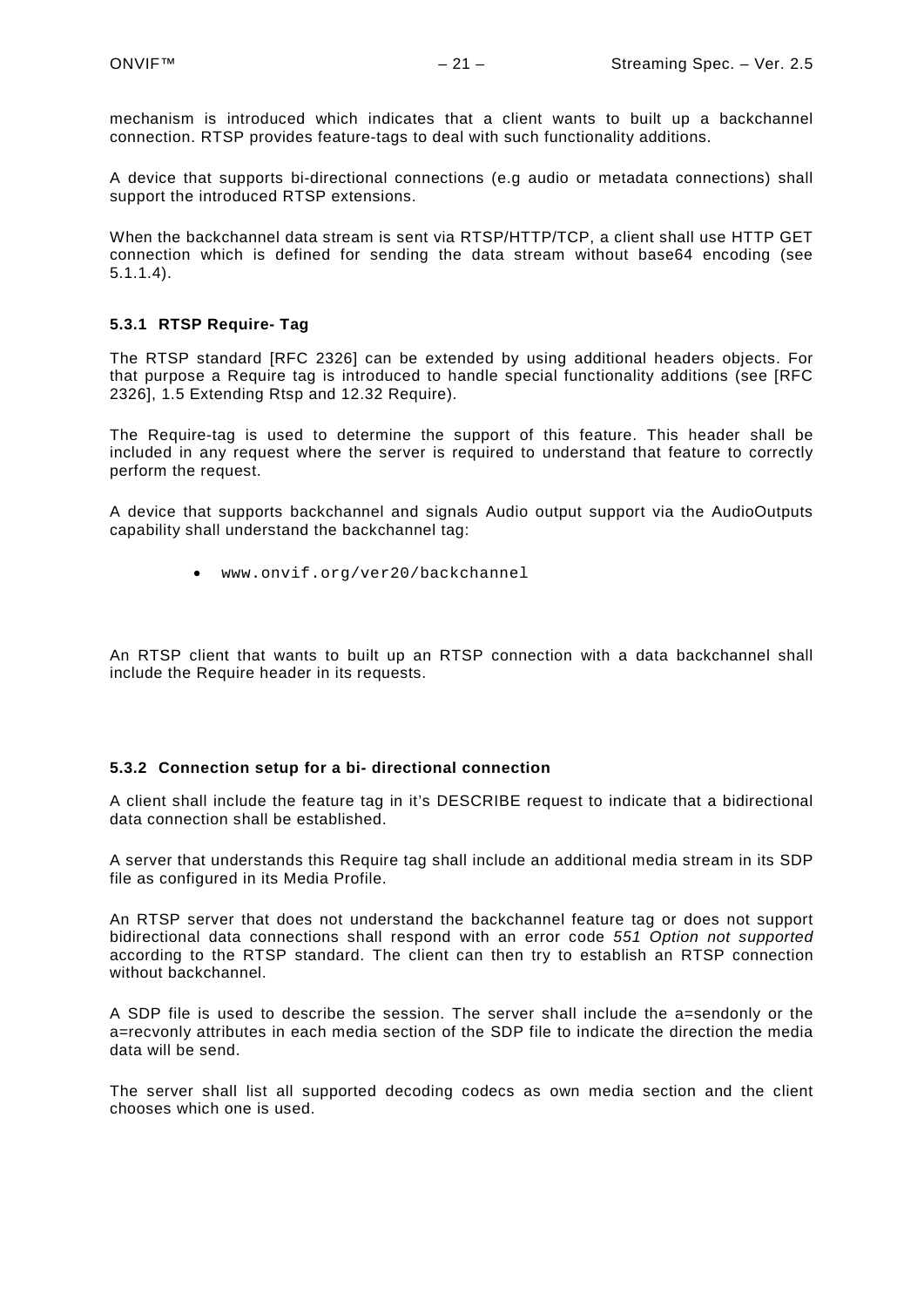mechanism is introduced which indicates that a client wants to built up a backchannel connection. RTSP provides feature-tags to deal with such functionality additions.

A device that supports bi-directional connections (e.g audio or metadata connections) shall support the introduced RTSP extensions.

When the backchannel data stream is sent via RTSP/HTTP/TCP, a client shall use HTTP GET connection which is defined for sending the data stream without base64 encoding (see 5.1.1.4).

### 5.3.1 RTSP Require- Tag

The RTSP standard [RFC 2326] can be extended by using additional headers objects. For that purpose a Require tag is introduced to handle special functionality additions (see [RFC 2326], 1.5 Extending Rtsp and 12.32 Require).

The Require-tag is used to determine the support of this feature. This header shall be included in any request where the server is required to understand that feature to correctly perform the request.

A device that supports backchannel and signals Audio output support via the AudioOutputs capability shall understand the backchannel tag:

- `www.onvif.org/ver20/backchannel`

An RTSP client that wants to built up an RTSP connection with a data backchannel shall include the Require header in its requests.

### 5.3.2 Connection setup for a bi- directional connection

A client shall include the feature tag in it's DESCRIBE request to indicate that a bidirectional data connection shall be established.

A server that understands this Require tag shall include an additional media stream in its SDP file as configured in its Media Profile.

An RTSP server that does not understand the backchannel feature tag or does not support bidirectional data connections shall respond with an error code *551 Option not supported* according to the RTSP standard. The client can then try to establish an RTSP connection without backchannel.

A SDP file is used to describe the session. The server shall include the a=sendonly or the a=recvonly attributes in each media section of the SDP file to indicate the direction the media data will be send.

The server shall list all supported decoding codecs as own media section and the client chooses which one is used.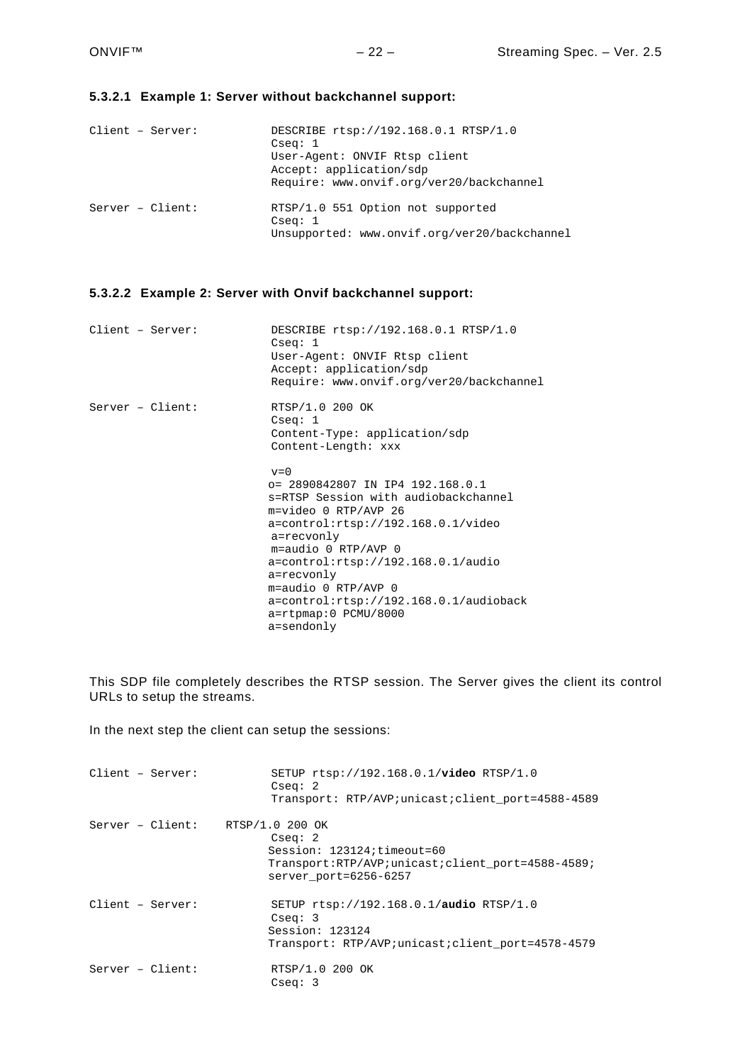#### 5.3.2.1 Example 1: Server without backchannel support:

```
Client – Server:         DESCRIBE rtsp://192.168.0.1 RTSP/1.0
                         Cseq: 1
                         User-Agent: ONVIF Rtsp client
                         Accept: application/sdp
                         Require: www.onvif.org/ver20/backchannel

Server – Client:         RTSP/1.0 551 Option not supported
                         Cseq: 1
                         Unsupported: www.onvif.org/ver20/backchannel
```

#### 5.3.2.2 Example 2: Server with Onvif backchannel support:

```
Client – Server:         DESCRIBE rtsp://192.168.0.1 RTSP/1.0
                         Cseq: 1
                         User-Agent: ONVIF Rtsp client
                         Accept: application/sdp
                         Require: www.onvif.org/ver20/backchannel

Server – Client:         RTSP/1.0 200 OK
                         Cseq: 1
                         Content-Type: application/sdp
                         Content-Length: xxx

                         v=0
                         o= 2890842807 IN IP4 192.168.0.1
                         s=RTSP Session with audiobackchannel
                         m=video 0 RTP/AVP 26
                         a=control:rtsp://192.168.0.1/video
                         a=recvonly
                         m=audio 0 RTP/AVP 0
                         a=control:rtsp://192.168.0.1/audio
                         a=recvonly
                         m=audio 0 RTP/AVP 0
                         a=control:rtsp://192.168.0.1/audioback
                         a=rtpmap:0 PCMU/8000
                         a=sendonly
```

This SDP file completely describes the RTSP session. The Server gives the client its control URLs to setup the streams.

In the next step the client can setup the sessions:

```
Client – Server:         SETUP rtsp://192.168.0.1/video RTSP/1.0
                         Cseq: 2
                         Transport: RTP/AVP;unicast;client_port=4588-4589

Server – Client:    RTSP/1.0 200 OK
                         Cseq: 2
                         Session: 123124;timeout=60
                         Transport:RTP/AVP;unicast;client_port=4588-4589;
                         server_port=6256-6257

Client – Server:         SETUP rtsp://192.168.0.1/audio RTSP/1.0
                         Cseq: 3
                         Session: 123124
                         Transport: RTP/AVP;unicast;client_port=4578-4579

Server – Client:         RTSP/1.0 200 OK
                         Cseq: 3
```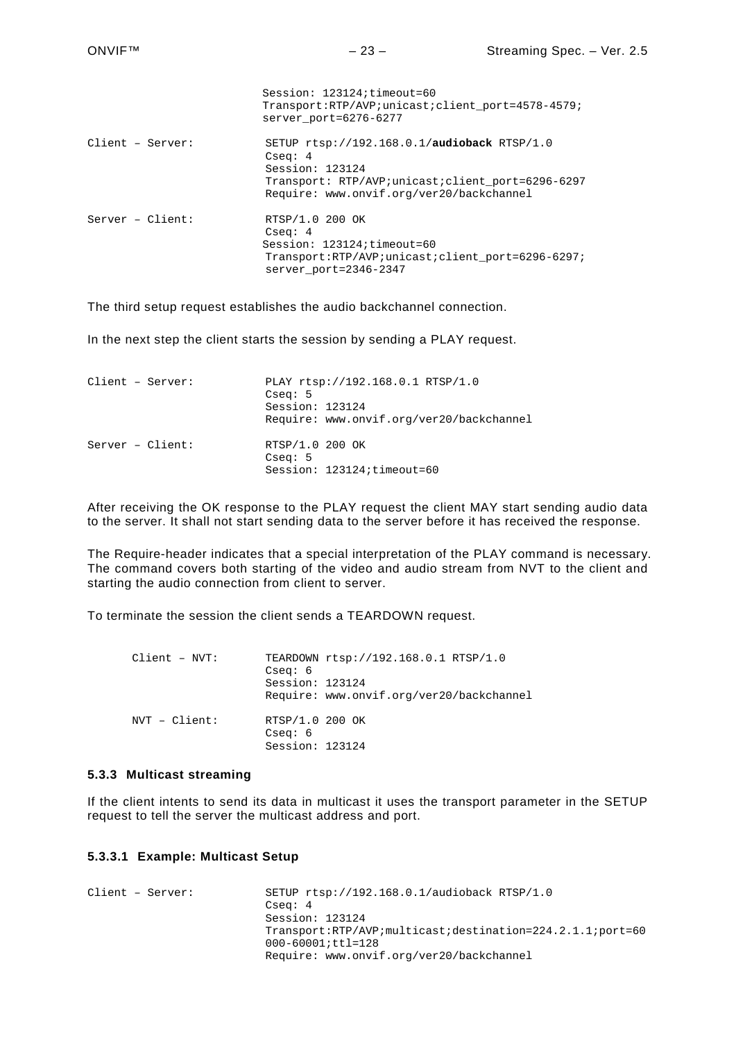```
                      Session: 123124;timeout=60
                      Transport:RTP/AVP;unicast;client_port=4578-4579;
                      server_port=6276-6277

Client – Server:      SETUP rtsp://192.168.0.1/audioback RTSP/1.0
                      Cseq: 4
                      Session: 123124
                      Transport: RTP/AVP;unicast;client_port=6296-6297
                      Require: www.onvif.org/ver20/backchannel

Server – Client:      RTSP/1.0 200 OK
                      Cseq: 4
                      Session: 123124;timeout=60
                      Transport:RTP/AVP;unicast;client_port=6296-6297;
                      server_port=2346-2347
```

The third setup request establishes the audio backchannel connection.

In the next step the client starts the session by sending a PLAY request.

```
Client – Server:      PLAY rtsp://192.168.0.1 RTSP/1.0
                      Cseq: 5
                      Session: 123124
                      Require: www.onvif.org/ver20/backchannel

Server – Client:      RTSP/1.0 200 OK
                      Cseq: 5
                      Session: 123124;timeout=60
```

After receiving the OK response to the PLAY request the client MAY start sending audio data to the server. It shall not start sending data to the server before it has received the response.

The Require-header indicates that a special interpretation of the PLAY command is necessary. The command covers both starting of the video and audio stream from NVT to the client and starting the audio connection from client to server.

To terminate the session the client sends a TEARDOWN request.

```
Client – NVT:      TEARDOWN rtsp://192.168.0.1 RTSP/1.0
                   Cseq: 6
                   Session: 123124
                   Require: www.onvif.org/ver20/backchannel

NVT – Client:      RTSP/1.0 200 OK
                   Cseq: 6
                   Session: 123124
```

### 5.3.3 Multicast streaming

If the client intents to send its data in multicast it uses the transport parameter in the SETUP request to tell the server the multicast address and port.

#### 5.3.3.1 Example: Multicast Setup

```
Client – Server:      SETUP rtsp://192.168.0.1/audioback RTSP/1.0
                      Cseq: 4
                      Session: 123124
                      Transport:RTP/AVP;multicast;destination=224.2.1.1;port=60
                      000-60001;ttl=128
                      Require: www.onvif.org/ver20/backchannel
```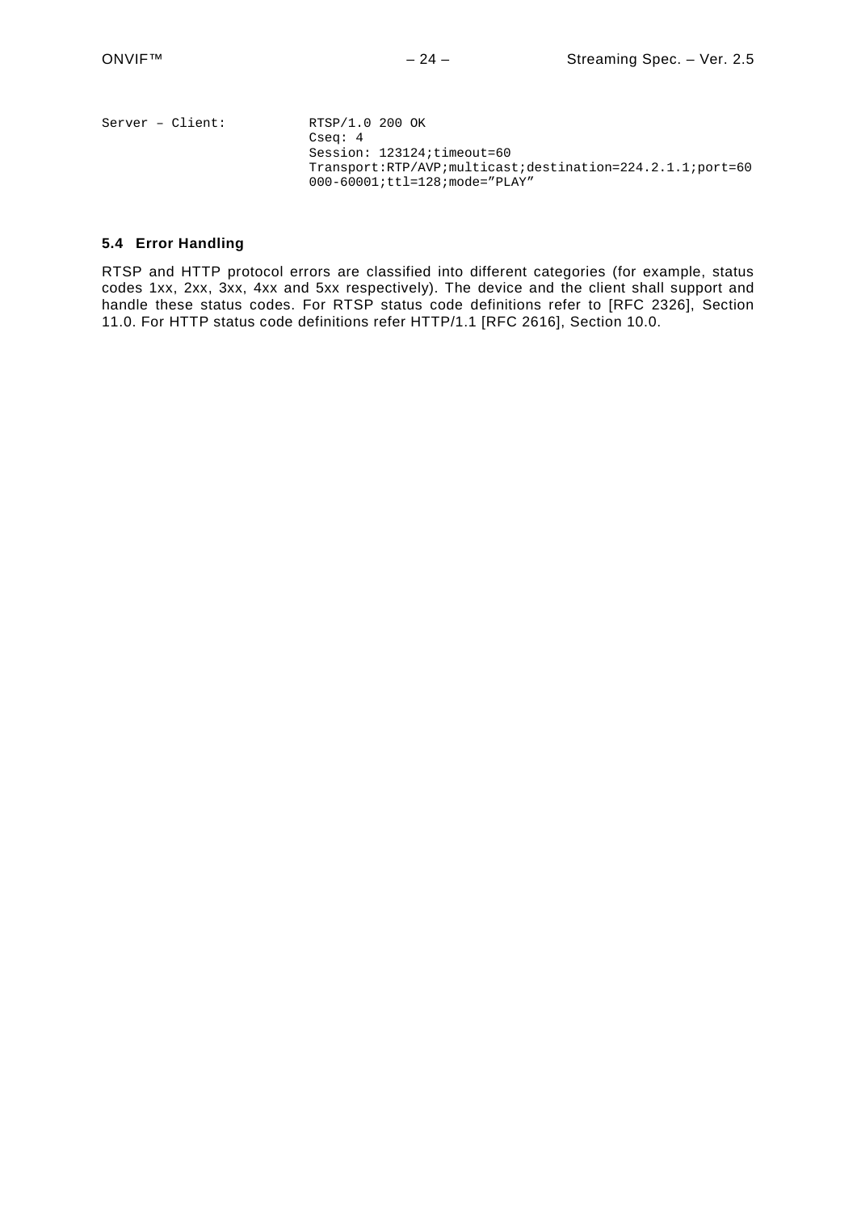```
Server – Client:        RTSP/1.0 200 OK
                        Cseq: 4
                        Session: 123124;timeout=60
                        Transport:RTP/AVP;multicast;destination=224.2.1.1;port=60
                        000-60001;ttl=128;mode="PLAY"
```

### 5.4 Error Handling

RTSP and HTTP protocol errors are classified into different categories (for example, status codes 1xx, 2xx, 3xx, 4xx and 5xx respectively). The device and the client shall support and handle these status codes. For RTSP status code definitions refer to [RFC 2326], Section 11.0. For HTTP status code definitions refer HTTP/1.1 [RFC 2616], Section 10.0.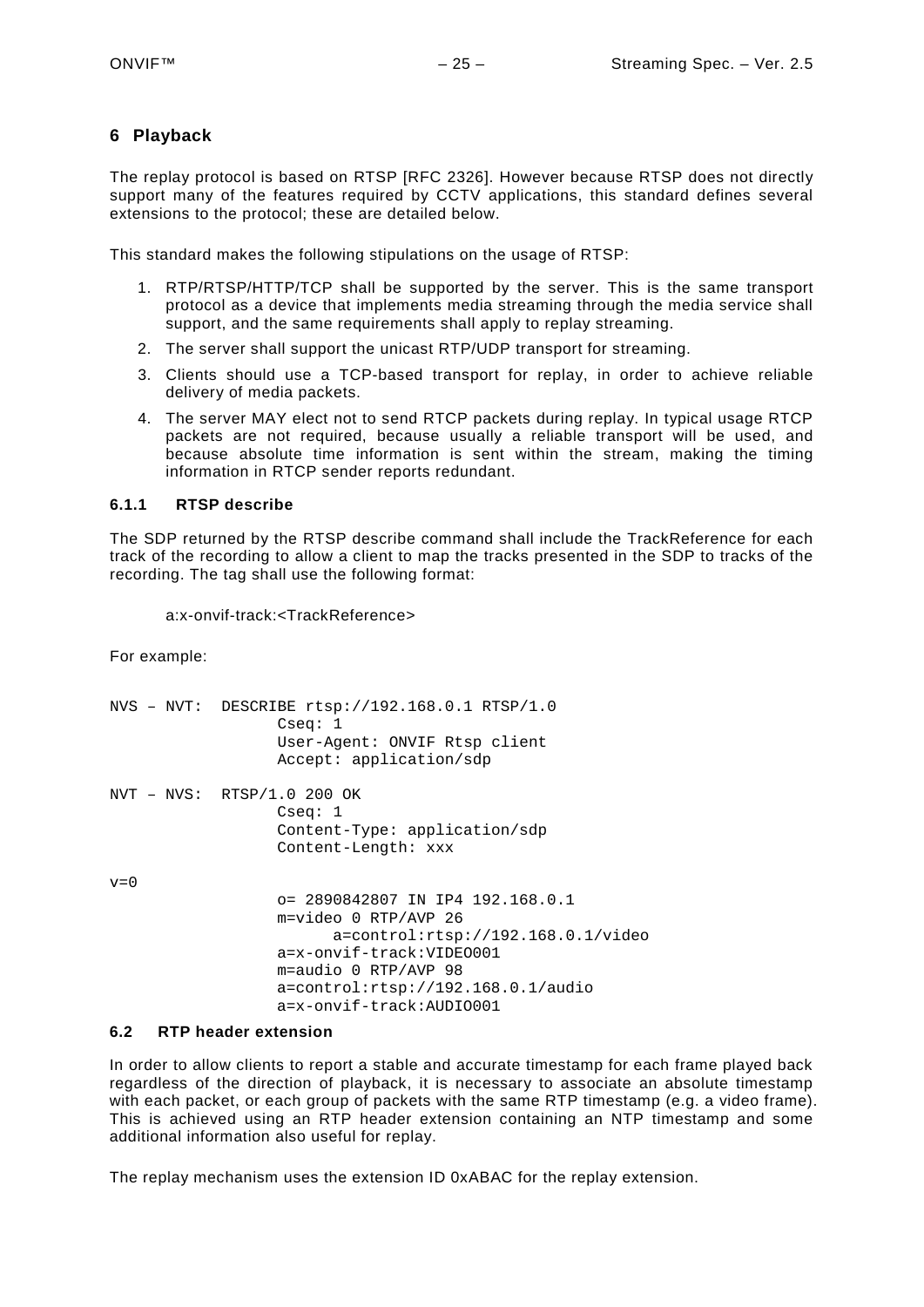# 6 Playback

The replay protocol is based on RTSP [RFC 2326]. However because RTSP does not directly support many of the features required by CCTV applications, this standard defines several extensions to the protocol; these are detailed below.

This standard makes the following stipulations on the usage of RTSP:

1. RTP/RTSP/HTTP/TCP shall be supported by the server. This is the same transport protocol as a device that implements media streaming through the media service shall support, and the same requirements shall apply to replay streaming.
2. The server shall support the unicast RTP/UDP transport for streaming.
3. Clients should use a TCP-based transport for replay, in order to achieve reliable delivery of media packets.
4. The server MAY elect not to send RTCP packets during replay. In typical usage RTCP packets are not required, because usually a reliable transport will be used, and because absolute time information is sent within the stream, making the timing information in RTCP sender reports redundant.

### 6.1.1 RTSP describe

The SDP returned by the RTSP describe command shall include the TrackReference for each track of the recording to allow a client to map the tracks presented in the SDP to tracks of the recording. The tag shall use the following format:

a:x-onvif-track:<TrackReference>

For example:

```
NVS – NVT:  DESCRIBE rtsp://192.168.0.1 RTSP/1.0
                Cseq: 1
                User-Agent: ONVIF Rtsp client
                Accept: application/sdp

NVT – NVS:  RTSP/1.0 200 OK
                Cseq: 1
                Content-Type: application/sdp
                Content-Length: xxx

v=0
                o= 2890842807 IN IP4 192.168.0.1
                m=video 0 RTP/AVP 26
                      a=control:rtsp://192.168.0.1/video
                a=x-onvif-track:VIDEO001
                m=audio 0 RTP/AVP 98
                a=control:rtsp://192.168.0.1/audio
                a=x-onvif-track:AUDIO001
```

## 6.2 RTP header extension

In order to allow clients to report a stable and accurate timestamp for each frame played back regardless of the direction of playback, it is necessary to associate an absolute timestamp with each packet, or each group of packets with the same RTP timestamp (e.g. a video frame). This is achieved using an RTP header extension containing an NTP timestamp and some additional information also useful for replay.

The replay mechanism uses the extension ID 0xABAC for the replay extension.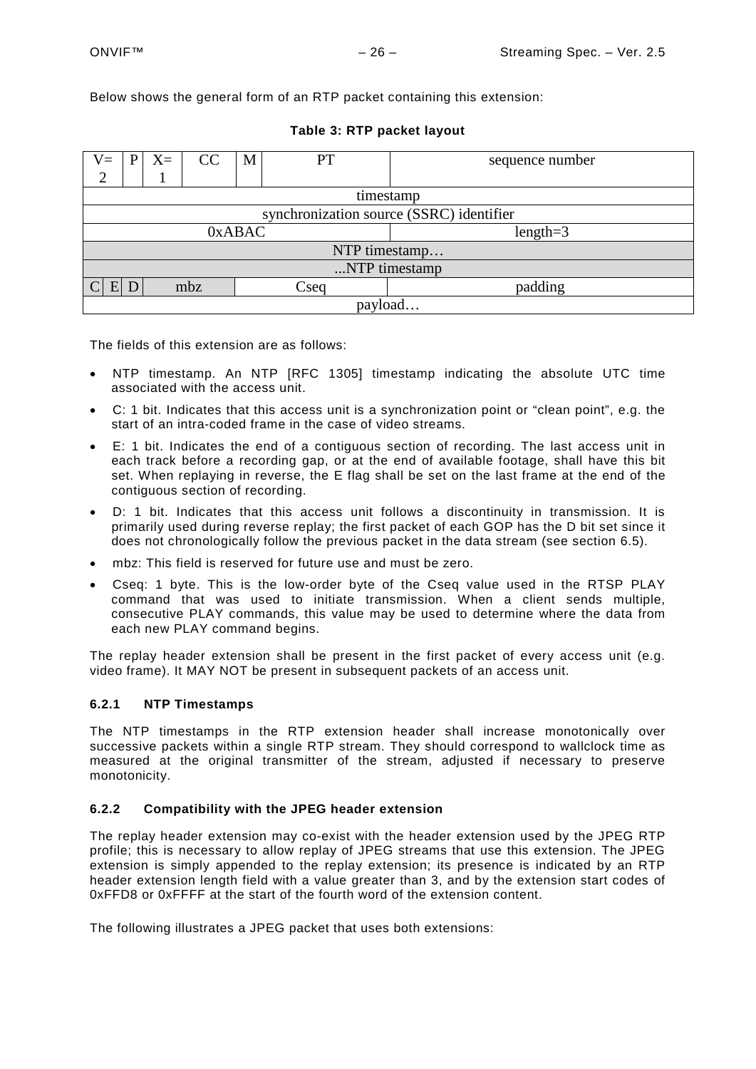Below shows the general form of an RTP packet containing this extension:

**Table 3: RTP packet layout**

| V=2 | P | X=1 | CC | M | PT | sequence number |
|---|---|---|---|---|---|---|
| timestamp | | | | | | |
| synchronization source (SSRC) identifier | | | | | | |
| 0xABAC | | | | | | length=3 |
| NTP timestamp… | | | | | | |
| ...NTP timestamp | | | | | | |
| C | E | D | mbz | | Cseq | padding |
| payload… | | | | | | |

The fields of this extension are as follows:

- NTP timestamp. An NTP [RFC 1305] timestamp indicating the absolute UTC time associated with the access unit.
- C: 1 bit. Indicates that this access unit is a synchronization point or "clean point", e.g. the start of an intra-coded frame in the case of video streams.
- E: 1 bit. Indicates the end of a contiguous section of recording. The last access unit in each track before a recording gap, or at the end of available footage, shall have this bit set. When replaying in reverse, the E flag shall be set on the last frame at the end of the contiguous section of recording.
- D: 1 bit. Indicates that this access unit follows a discontinuity in transmission. It is primarily used during reverse replay; the first packet of each GOP has the D bit set since it does not chronologically follow the previous packet in the data stream (see section 6.5).
- mbz: This field is reserved for future use and must be zero.
- Cseq: 1 byte. This is the low-order byte of the Cseq value used in the RTSP PLAY command that was used to initiate transmission. When a client sends multiple, consecutive PLAY commands, this value may be used to determine where the data from each new PLAY command begins.

The replay header extension shall be present in the first packet of every access unit (e.g. video frame). It MAY NOT be present in subsequent packets of an access unit.

### 6.2.1 NTP Timestamps

The NTP timestamps in the RTP extension header shall increase monotonically over successive packets within a single RTP stream. They should correspond to wallclock time as measured at the original transmitter of the stream, adjusted if necessary to preserve monotonicity.

### 6.2.2 Compatibility with the JPEG header extension

The replay header extension may co-exist with the header extension used by the JPEG RTP profile; this is necessary to allow replay of JPEG streams that use this extension. The JPEG extension is simply appended to the replay extension; its presence is indicated by an RTP header extension length field with a value greater than 3, and by the extension start codes of 0xFFD8 or 0xFFFF at the start of the fourth word of the extension content.

The following illustrates a JPEG packet that uses both extensions: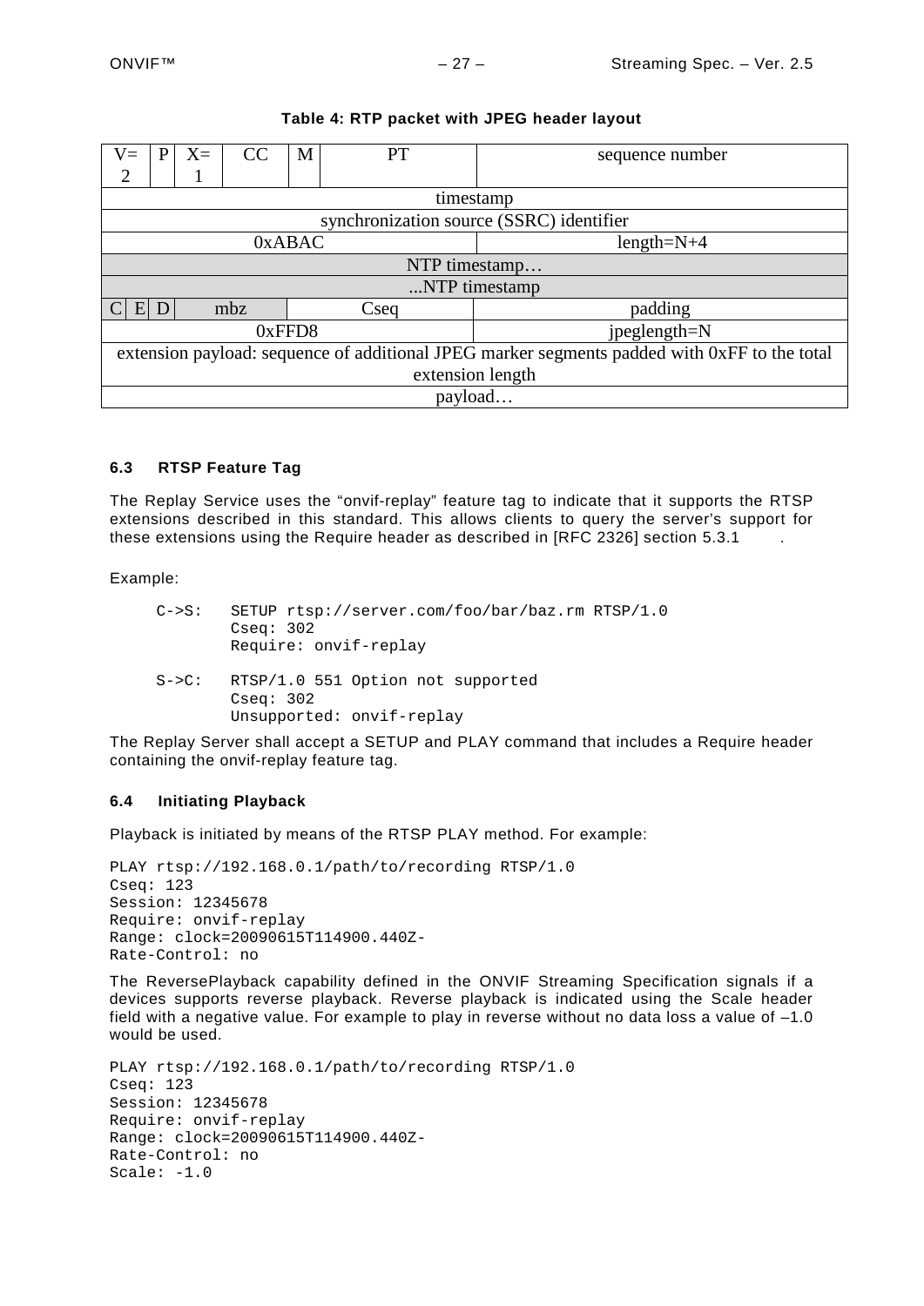**Table 4: RTP packet with JPEG header layout**

| V=2 | P | X=1 | CC | M | PT | sequence number |
|---|---|---|---|---|---|---|
| timestamp | | | | | | |
| synchronization source (SSRC) identifier | | | | | | |
| 0xABAC | | | | | | length=N+4 |
| NTP timestamp… | | | | | | |
| ...NTP timestamp | | | | | | |
| C E D | | | mbz | Cseq | | padding |
| 0xFFD8 | | | | | | jpeglength=N |
| extension payload: sequence of additional JPEG marker segments padded with 0xFF to the total extension length | | | | | | |
| payload… | | | | | | |

### 6.3 RTSP Feature Tag

The Replay Service uses the “onvif-replay” feature tag to indicate that it supports the RTSP extensions described in this standard. This allows clients to query the server's support for these extensions using the Require header as described in [RFC 2326] section 5.3.1 .

Example:

```
C->S:   SETUP rtsp://server.com/foo/bar/baz.rm RTSP/1.0
        Cseq: 302
        Require: onvif-replay

S->C:   RTSP/1.0 551 Option not supported
        Cseq: 302
        Unsupported: onvif-replay
```

The Replay Server shall accept a SETUP and PLAY command that includes a Require header containing the onvif-replay feature tag.

### 6.4 Initiating Playback

Playback is initiated by means of the RTSP PLAY method. For example:

```
PLAY rtsp://192.168.0.1/path/to/recording RTSP/1.0
Cseq: 123
Session: 12345678
Require: onvif-replay
Range: clock=20090615T114900.440Z-
Rate-Control: no
```

The ReversePlayback capability defined in the ONVIF Streaming Specification signals if a devices supports reverse playback. Reverse playback is indicated using the Scale header field with a negative value. For example to play in reverse without no data loss a value of –1.0 would be used.

```
PLAY rtsp://192.168.0.1/path/to/recording RTSP/1.0
Cseq: 123
Session: 12345678
Require: onvif-replay
Range: clock=20090615T114900.440Z-
Rate-Control: no
Scale: -1.0
```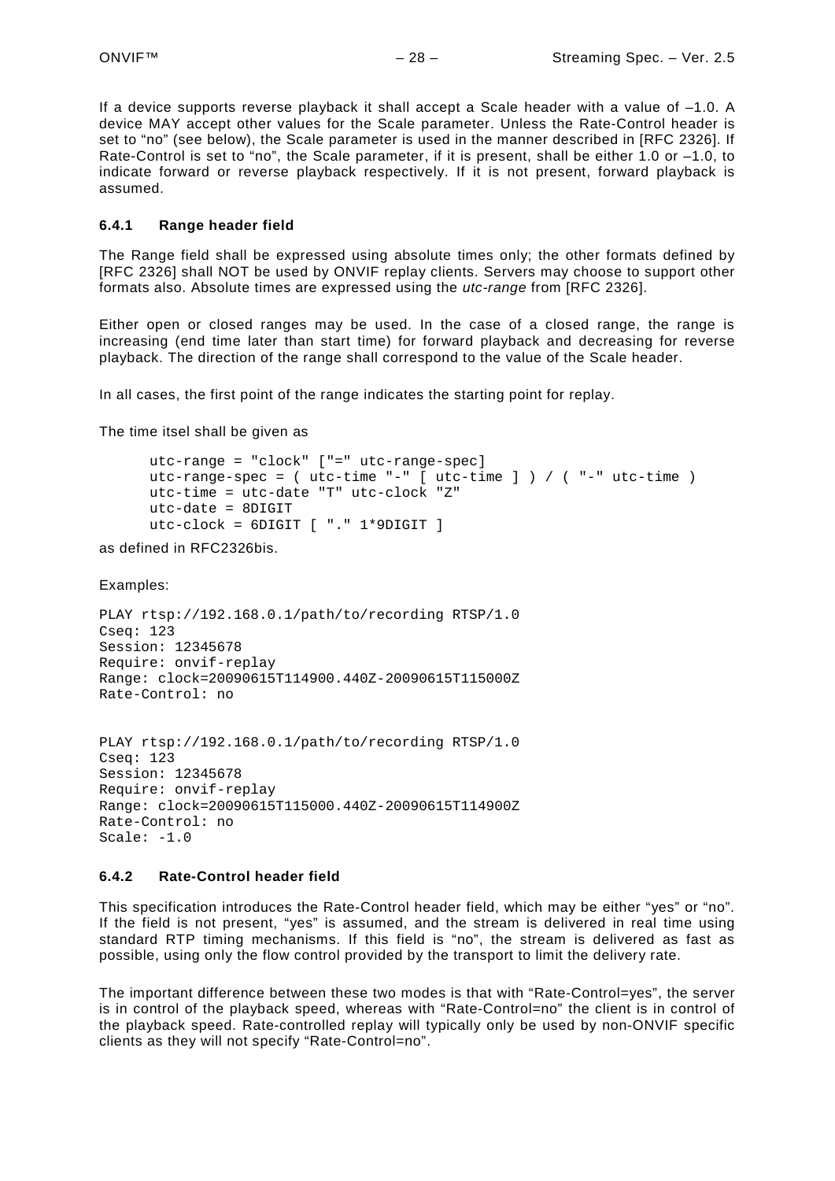If a device supports reverse playback it shall accept a Scale header with a value of –1.0. A device MAY accept other values for the Scale parameter. Unless the Rate-Control header is set to "no" (see below), the Scale parameter is used in the manner described in [RFC 2326]. If Rate-Control is set to "no", the Scale parameter, if it is present, shall be either 1.0 or –1.0, to indicate forward or reverse playback respectively. If it is not present, forward playback is assumed.

### 6.4.1 Range header field

The Range field shall be expressed using absolute times only; the other formats defined by [RFC 2326] shall NOT be used by ONVIF replay clients. Servers may choose to support other formats also. Absolute times are expressed using the *utc-range* from [RFC 2326].

Either open or closed ranges may be used. In the case of a closed range, the range is increasing (end time later than start time) for forward playback and decreasing for reverse playback. The direction of the range shall correspond to the value of the Scale header.

In all cases, the first point of the range indicates the starting point for replay.

The time itsel shall be given as

```
utc-range = "clock" ["=" utc-range-spec]
utc-range-spec = ( utc-time "-" [ utc-time ] ) / ( "-" utc-time )
utc-time = utc-date "T" utc-clock "Z"
utc-date = 8DIGIT
utc-clock = 6DIGIT [ "." 1*9DIGIT ]
```

as defined in RFC2326bis.

Examples:

```
PLAY rtsp://192.168.0.1/path/to/recording RTSP/1.0
Cseq: 123
Session: 12345678
Require: onvif-replay
Range: clock=20090615T114900.440Z-20090615T115000Z
Rate-Control: no
```

```
PLAY rtsp://192.168.0.1/path/to/recording RTSP/1.0
Cseq: 123
Session: 12345678
Require: onvif-replay
Range: clock=20090615T115000.440Z-20090615T114900Z
Rate-Control: no
Scale: -1.0
```

### 6.4.2 Rate-Control header field

This specification introduces the Rate-Control header field, which may be either "yes" or "no". If the field is not present, "yes" is assumed, and the stream is delivered in real time using standard RTP timing mechanisms. If this field is "no", the stream is delivered as fast as possible, using only the flow control provided by the transport to limit the delivery rate.

The important difference between these two modes is that with "Rate-Control=yes", the server is in control of the playback speed, whereas with "Rate-Control=no" the client is in control of the playback speed. Rate-controlled replay will typically only be used by non-ONVIF specific clients as they will not specify "Rate-Control=no".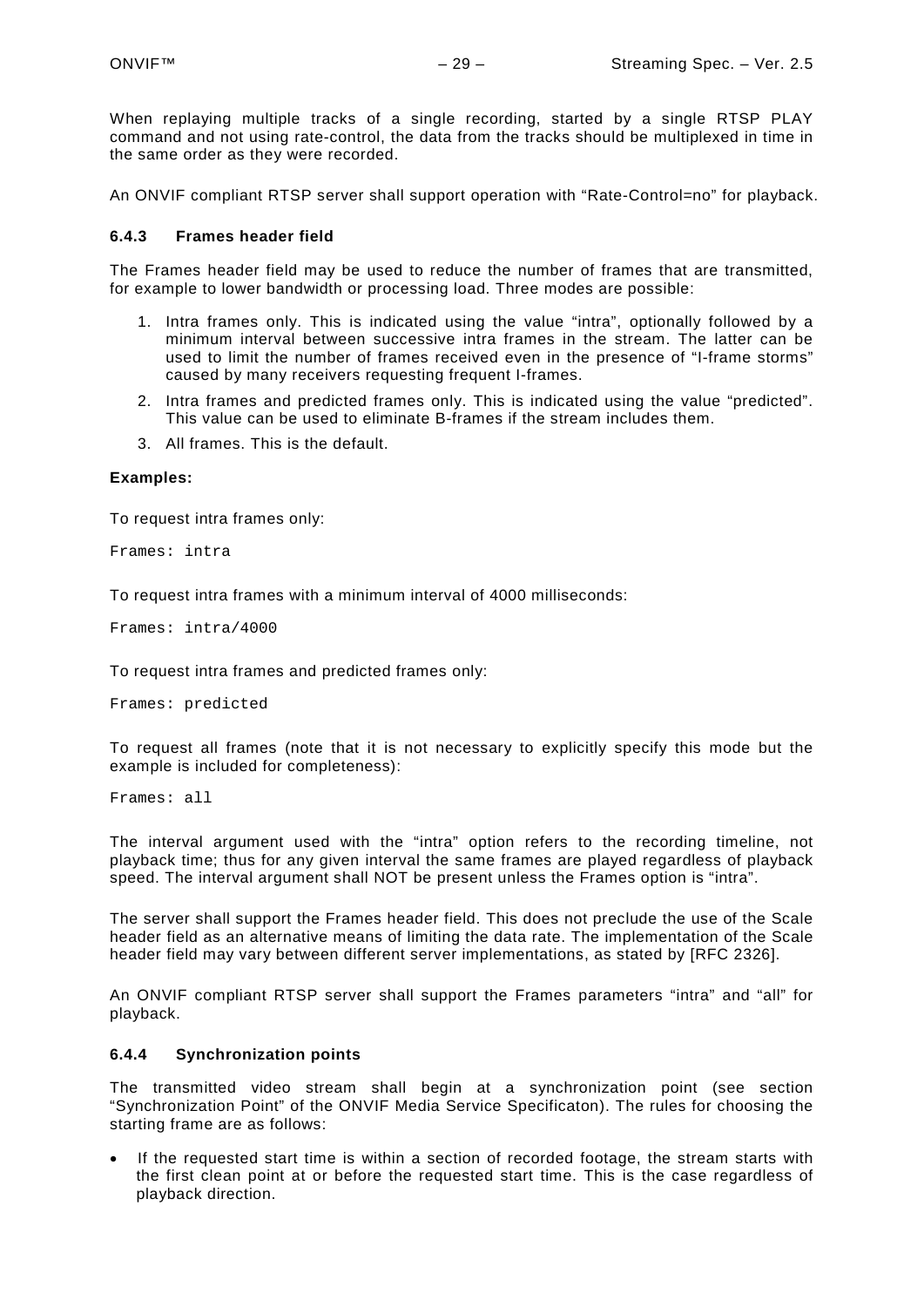When replaying multiple tracks of a single recording, started by a single RTSP PLAY command and not using rate-control, the data from the tracks should be multiplexed in time in the same order as they were recorded.

An ONVIF compliant RTSP server shall support operation with “Rate-Control=no” for playback.

### 6.4.3 Frames header field

The Frames header field may be used to reduce the number of frames that are transmitted, for example to lower bandwidth or processing load. Three modes are possible:

1. Intra frames only. This is indicated using the value “intra”, optionally followed by a minimum interval between successive intra frames in the stream. The latter can be used to limit the number of frames received even in the presence of “I-frame storms” caused by many receivers requesting frequent I-frames.
2. Intra frames and predicted frames only. This is indicated using the value “predicted”. This value can be used to eliminate B-frames if the stream includes them.
3. All frames. This is the default.

**Examples:**

To request intra frames only:

```
Frames: intra
```

To request intra frames with a minimum interval of 4000 milliseconds:

```
Frames: intra/4000
```

To request intra frames and predicted frames only:

```
Frames: predicted
```

To request all frames (note that it is not necessary to explicitly specify this mode but the example is included for completeness):

```
Frames: all
```

The interval argument used with the “intra” option refers to the recording timeline, not playback time; thus for any given interval the same frames are played regardless of playback speed. The interval argument shall NOT be present unless the Frames option is “intra”.

The server shall support the Frames header field. This does not preclude the use of the Scale header field as an alternative means of limiting the data rate. The implementation of the Scale header field may vary between different server implementations, as stated by [RFC 2326].

An ONVIF compliant RTSP server shall support the Frames parameters “intra” and “all” for playback.

### 6.4.4 Synchronization points

The transmitted video stream shall begin at a synchronization point (see section “Synchronization Point” of the ONVIF Media Service Specificaton). The rules for choosing the starting frame are as follows:

- If the requested start time is within a section of recorded footage, the stream starts with the first clean point at or before the requested start time. This is the case regardless of playback direction.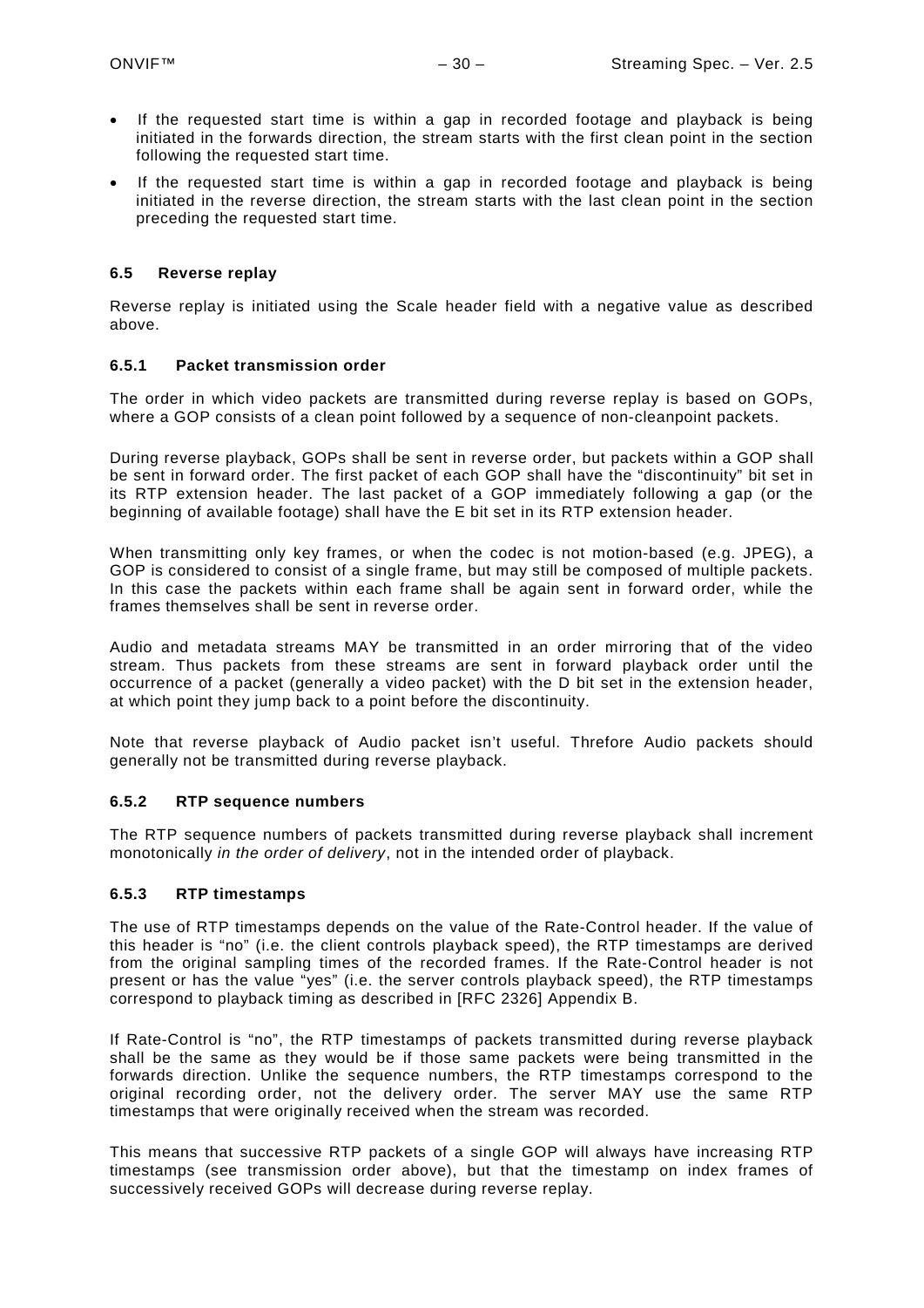- If the requested start time is within a gap in recorded footage and playback is being initiated in the forwards direction, the stream starts with the first clean point in the section following the requested start time.
- If the requested start time is within a gap in recorded footage and playback is being initiated in the reverse direction, the stream starts with the last clean point in the section preceding the requested start time.

## 6.5 Reverse replay

Reverse replay is initiated using the Scale header field with a negative value as described above.

### 6.5.1 Packet transmission order

The order in which video packets are transmitted during reverse replay is based on GOPs, where a GOP consists of a clean point followed by a sequence of non-cleanpoint packets.

During reverse playback, GOPs shall be sent in reverse order, but packets within a GOP shall be sent in forward order. The first packet of each GOP shall have the "discontinuity" bit set in its RTP extension header. The last packet of a GOP immediately following a gap (or the beginning of available footage) shall have the E bit set in its RTP extension header.

When transmitting only key frames, or when the codec is not motion-based (e.g. JPEG), a GOP is considered to consist of a single frame, but may still be composed of multiple packets. In this case the packets within each frame shall be again sent in forward order, while the frames themselves shall be sent in reverse order.

Audio and metadata streams MAY be transmitted in an order mirroring that of the video stream. Thus packets from these streams are sent in forward playback order until the occurrence of a packet (generally a video packet) with the D bit set in the extension header, at which point they jump back to a point before the discontinuity.

Note that reverse playback of Audio packet isn't useful. Threfore Audio packets should generally not be transmitted during reverse playback.

### 6.5.2 RTP sequence numbers

The RTP sequence numbers of packets transmitted during reverse playback shall increment monotonically *in the order of delivery*, not in the intended order of playback.

### 6.5.3 RTP timestamps

The use of RTP timestamps depends on the value of the Rate-Control header. If the value of this header is "no" (i.e. the client controls playback speed), the RTP timestamps are derived from the original sampling times of the recorded frames. If the Rate-Control header is not present or has the value "yes" (i.e. the server controls playback speed), the RTP timestamps correspond to playback timing as described in [RFC 2326] Appendix B.

If Rate-Control is "no", the RTP timestamps of packets transmitted during reverse playback shall be the same as they would be if those same packets were being transmitted in the forwards direction. Unlike the sequence numbers, the RTP timestamps correspond to the original recording order, not the delivery order. The server MAY use the same RTP timestamps that were originally received when the stream was recorded.

This means that successive RTP packets of a single GOP will always have increasing RTP timestamps (see transmission order above), but that the timestamp on index frames of successively received GOPs will decrease during reverse replay.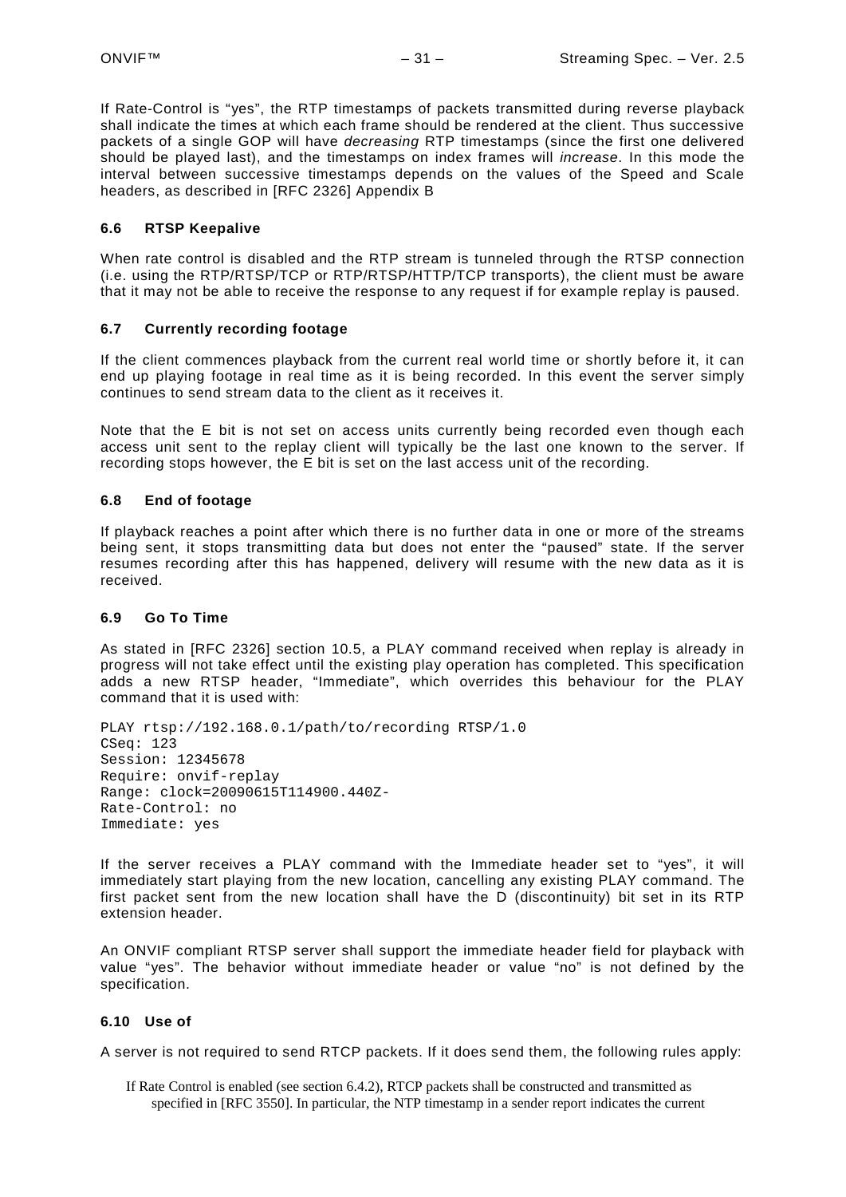If Rate-Control is "yes", the RTP timestamps of packets transmitted during reverse playback shall indicate the times at which each frame should be rendered at the client. Thus successive packets of a single GOP will have *decreasing* RTP timestamps (since the first one delivered should be played last), and the timestamps on index frames will *increase*. In this mode the interval between successive timestamps depends on the values of the Speed and Scale headers, as described in [RFC 2326] Appendix B

### 6.6 RTSP Keepalive

When rate control is disabled and the RTP stream is tunneled through the RTSP connection (i.e. using the RTP/RTSP/TCP or RTP/RTSP/HTTP/TCP transports), the client must be aware that it may not be able to receive the response to any request if for example replay is paused.

### 6.7 Currently recording footage

If the client commences playback from the current real world time or shortly before it, it can end up playing footage in real time as it is being recorded. In this event the server simply continues to send stream data to the client as it receives it.

Note that the E bit is not set on access units currently being recorded even though each access unit sent to the replay client will typically be the last one known to the server. If recording stops however, the E bit is set on the last access unit of the recording.

### 6.8 End of footage

If playback reaches a point after which there is no further data in one or more of the streams being sent, it stops transmitting data but does not enter the "paused" state. If the server resumes recording after this has happened, delivery will resume with the new data as it is received.

### 6.9 Go To Time

As stated in [RFC 2326] section 10.5, a PLAY command received when replay is already in progress will not take effect until the existing play operation has completed. This specification adds a new RTSP header, "Immediate", which overrides this behaviour for the PLAY command that it is used with:

```
PLAY rtsp://192.168.0.1/path/to/recording RTSP/1.0
CSeq: 123
Session: 12345678
Require: onvif-replay
Range: clock=20090615T114900.440Z-
Rate-Control: no
Immediate: yes
```

If the server receives a PLAY command with the Immediate header set to "yes", it will immediately start playing from the new location, cancelling any existing PLAY command. The first packet sent from the new location shall have the D (discontinuity) bit set in its RTP extension header.

An ONVIF compliant RTSP server shall support the immediate header field for playback with value "yes". The behavior without immediate header or value "no" is not defined by the specification.

### 6.10 Use of

A server is not required to send RTCP packets. If it does send them, the following rules apply:

If Rate Control is enabled (see section 6.4.2), RTCP packets shall be constructed and transmitted as specified in [RFC 3550]. In particular, the NTP timestamp in a sender report indicates the current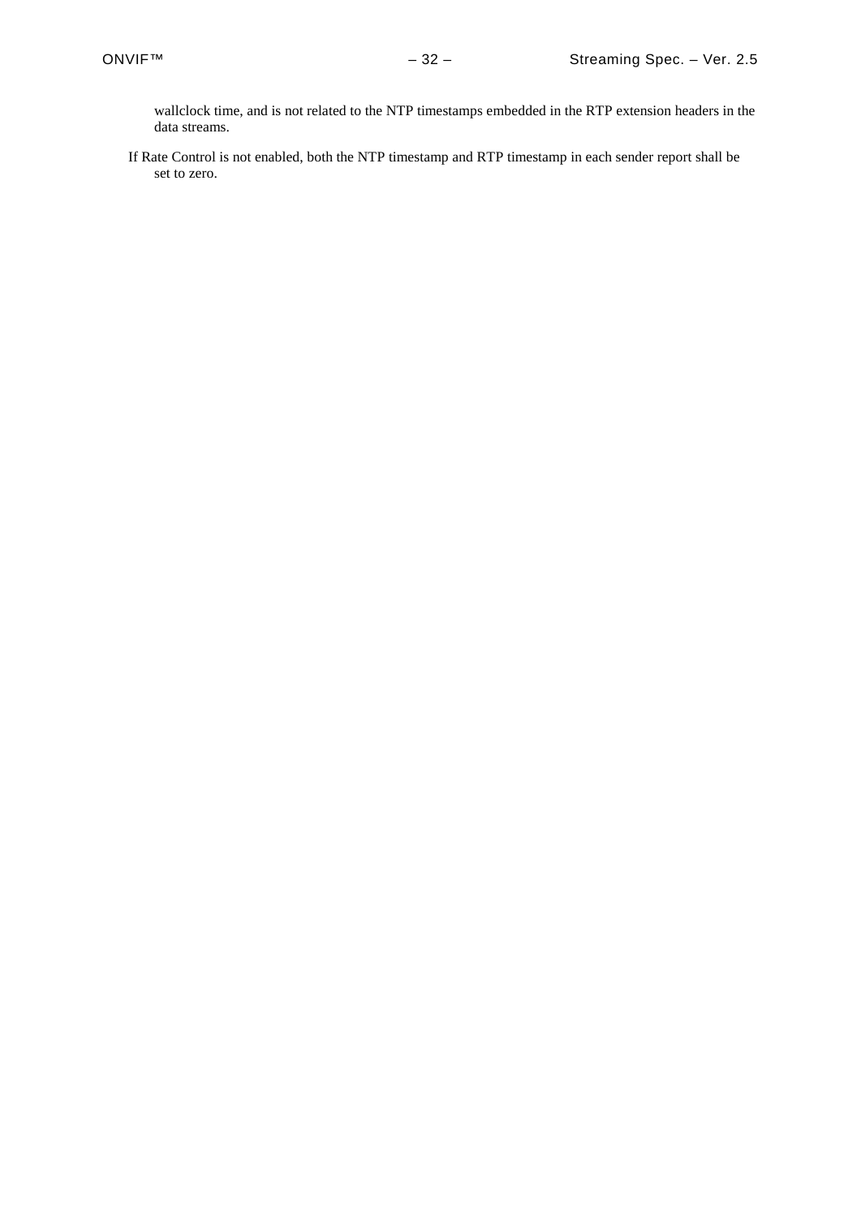wallclock time, and is not related to the NTP timestamps embedded in the RTP extension headers in the data streams.

If Rate Control is not enabled, both the NTP timestamp and RTP timestamp in each sender report shall be set to zero.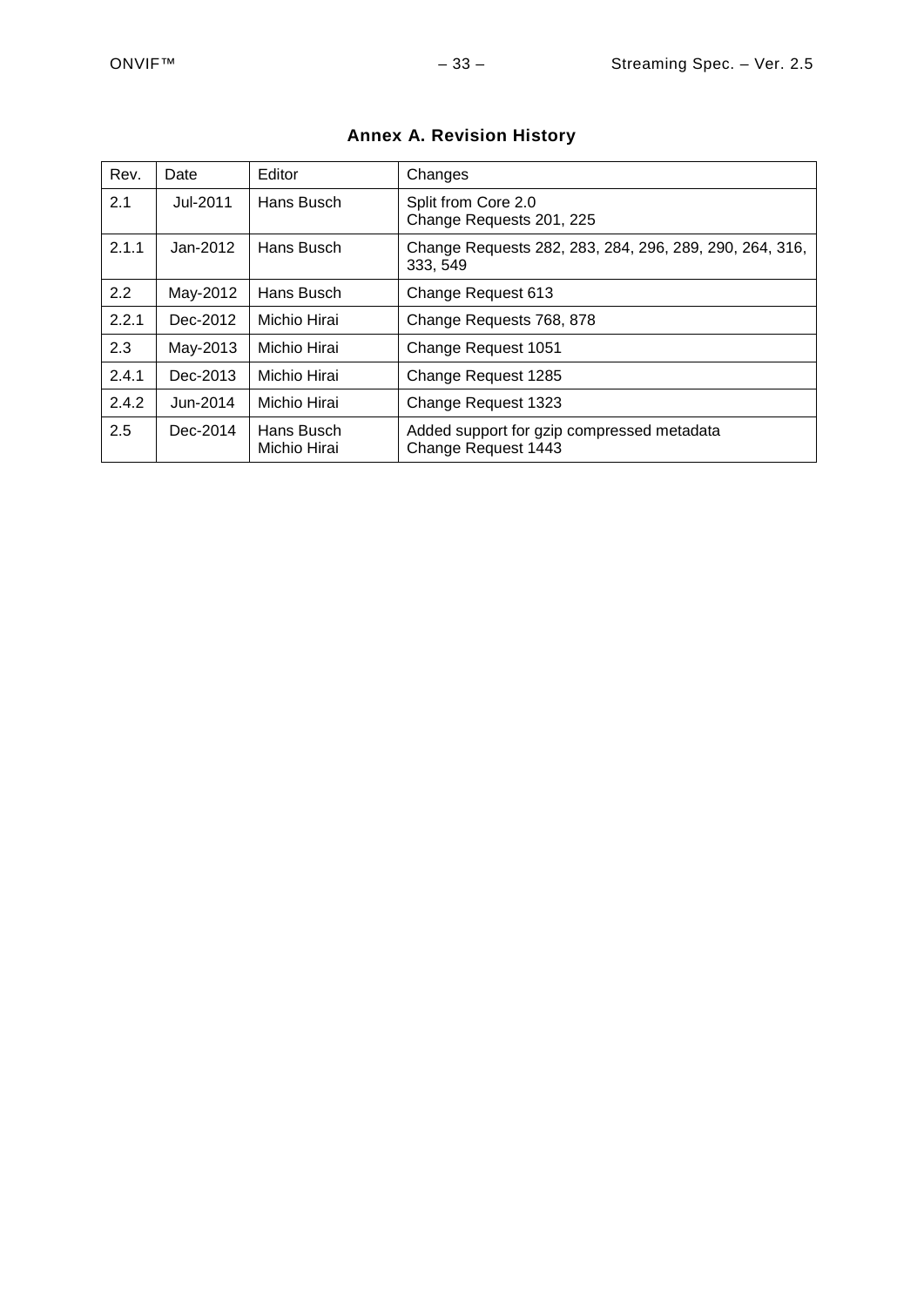# Annex A. Revision History

| Rev. | Date | Editor | Changes |
|---|---|---|---|
| 2.1 | Jul-2011 | Hans Busch | Split from Core 2.0<br>Change Requests 201, 225 |
| 2.1.1 | Jan-2012 | Hans Busch | Change Requests 282, 283, 284, 296, 289, 290, 264, 316, 333, 549 |
| 2.2 | May-2012 | Hans Busch | Change Request 613 |
| 2.2.1 | Dec-2012 | Michio Hirai | Change Requests 768, 878 |
| 2.3 | May-2013 | Michio Hirai | Change Request 1051 |
| 2.4.1 | Dec-2013 | Michio Hirai | Change Request 1285 |
| 2.4.2 | Jun-2014 | Michio Hirai | Change Request 1323 |
| 2.5 | Dec-2014 | Hans Busch<br>Michio Hirai | Added support for gzip compressed metadata<br>Change Request 1443 |